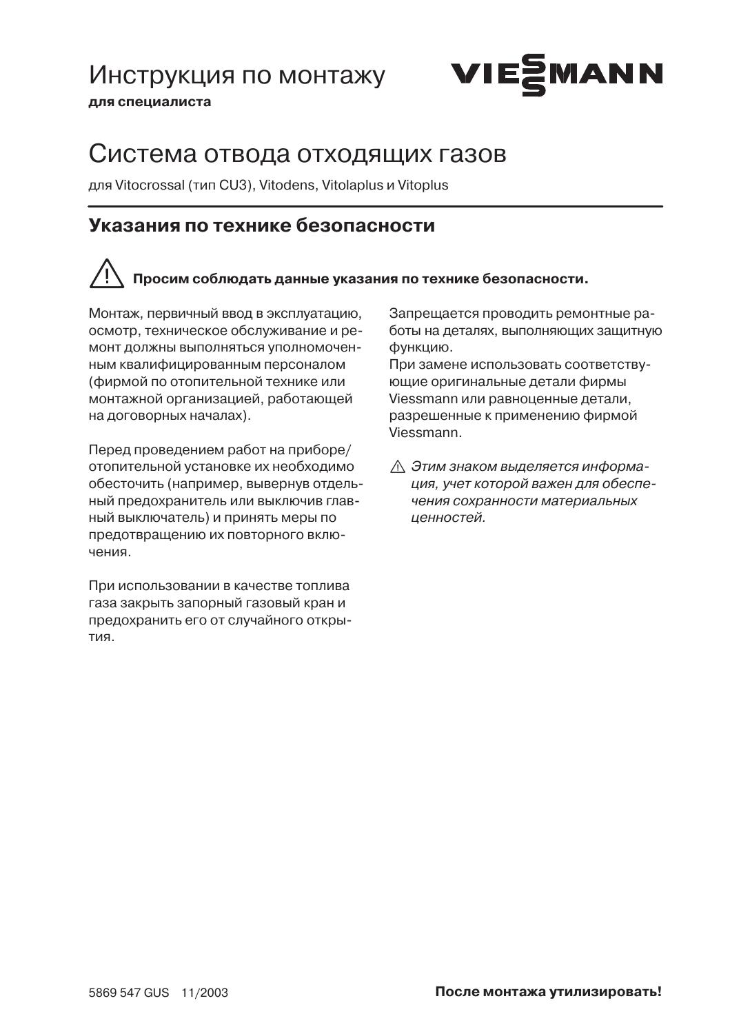Инструкция по монтажу

**для специалиста**

VIESMANN

# Система отвода отходящих газов

для Vitocrossal (тип CU3), Vitodens, Vitolaplus и Vitoplus

## Указания по технике безопасности

⚠ **Просим соблюдать данные указания по технике безопасности.**

Монтаж, первичный ввод в эксплуатацию, осмотр, техническое обслуживание и ремонт должны выполняться уполномоченным квалифицированным персоналом (фирмой по отопительной технике или монтажной организацией, работающей на договорных началах).

Перед проведением работ на приборе/отопительной установке их необходимо обесточить (например, вывернув отдельный предохранитель или выключив главный выключатель) и принять меры по предотвращению их повторного включения.

При использовании в качестве топлива газа закрыть запорный газовый кран и предохранить его от случайного открытия.

Запрещается проводить ремонтные работы на деталях, выполняющих защитную функцию.
При замене использовать соответствующие оригинальные детали фирмы Viessmann или равноценные детали, разрешенные к применению фирмой Viessmann.

⚠ *Этим знаком выделяется информация, учет которой важен для обеспечения сохранности материальных ценностей.*

5869 547 GUS 11/2003

**После монтажа утилизировать!**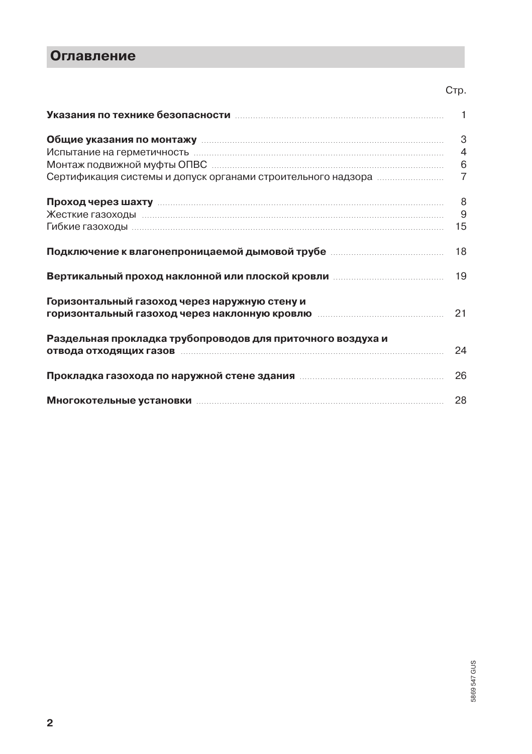# Оглавление

| | Стр. |
|---|---|
| **Указания по технике безопасности** | 1 |
| **Общие указания по монтажу** | 3 |
| Испытание на герметичность | 4 |
| Монтаж подвижной муфты ОПВС | 6 |
| Сертификация системы и допуск органами строительного надзора | 7 |
| **Проход через шахту** | 8 |
| Жесткие газоходы | 9 |
| Гибкие газоходы | 15 |
| **Подключение к влагонепроницаемой дымовой трубе** | 18 |
| **Вертикальный проход наклонной или плоской кровли** | 19 |
| **Горизонтальный газоход через наружную стену и горизонтальный газоход через наклонную кровлю** | 21 |
| **Раздельная прокладка трубопроводов для приточного воздуха и отвода отходящих газов** | 24 |
| **Прокладка газохода по наружной стене здания** | 26 |
| **Многокотельные установки** | 28 |

5869 547 GUS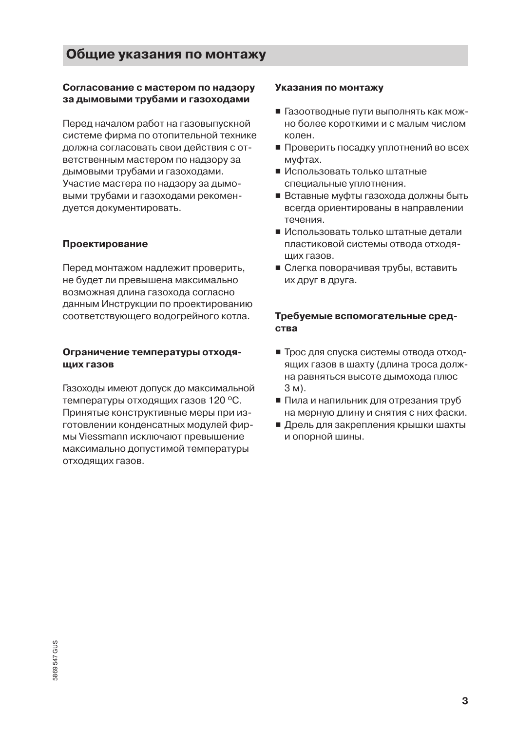# Общие указания по монтажу

### Согласование с мастером по надзору за дымовыми трубами и газоходами

Перед началом работ на газовыпускной системе фирма по отопительной технике должна согласовать свои действия с ответственным мастером по надзору за дымовыми трубами и газоходами. Участие мастера по надзору за дымовыми трубами и газоходами рекомендуется документировать.

### Проектирование

Перед монтажом надлежит проверить, не будет ли превышена максимально возможная длина газохода согласно данным Инструкции по проектированию соответствующего водогрейного котла.

### Ограничение температуры отходящих газов

Газоходы имеют допуск до максимальной температуры отходящих газов 120 °C. Принятые конструктивные меры при изготовлении конденсатных модулей фирмы Viessmann исключают превышение максимально допустимой температуры отходящих газов.

### Указания по монтажу

- Газоотводные пути выполнять как можно более короткими и с малым числом колен.
- Проверить посадку уплотнений во всех муфтах.
- Использовать только штатные специальные уплотнения.
- Вставные муфты газохода должны быть всегда ориентированы в направлении течения.
- Использовать только штатные детали пластиковой системы отвода отходящих газов.
- Слегка поворачивая трубы, вставить их друг в друга.

### Требуемые вспомогательные средства

- Трос для спуска системы отвода отходящих газов в шахту (длина троса должна равняться высоте дымохода плюс 3 м).
- Пила и напильник для отрезания труб на мерную длину и снятия с них фаски.
- Дрель для закрепления крышки шахты и опорной шины.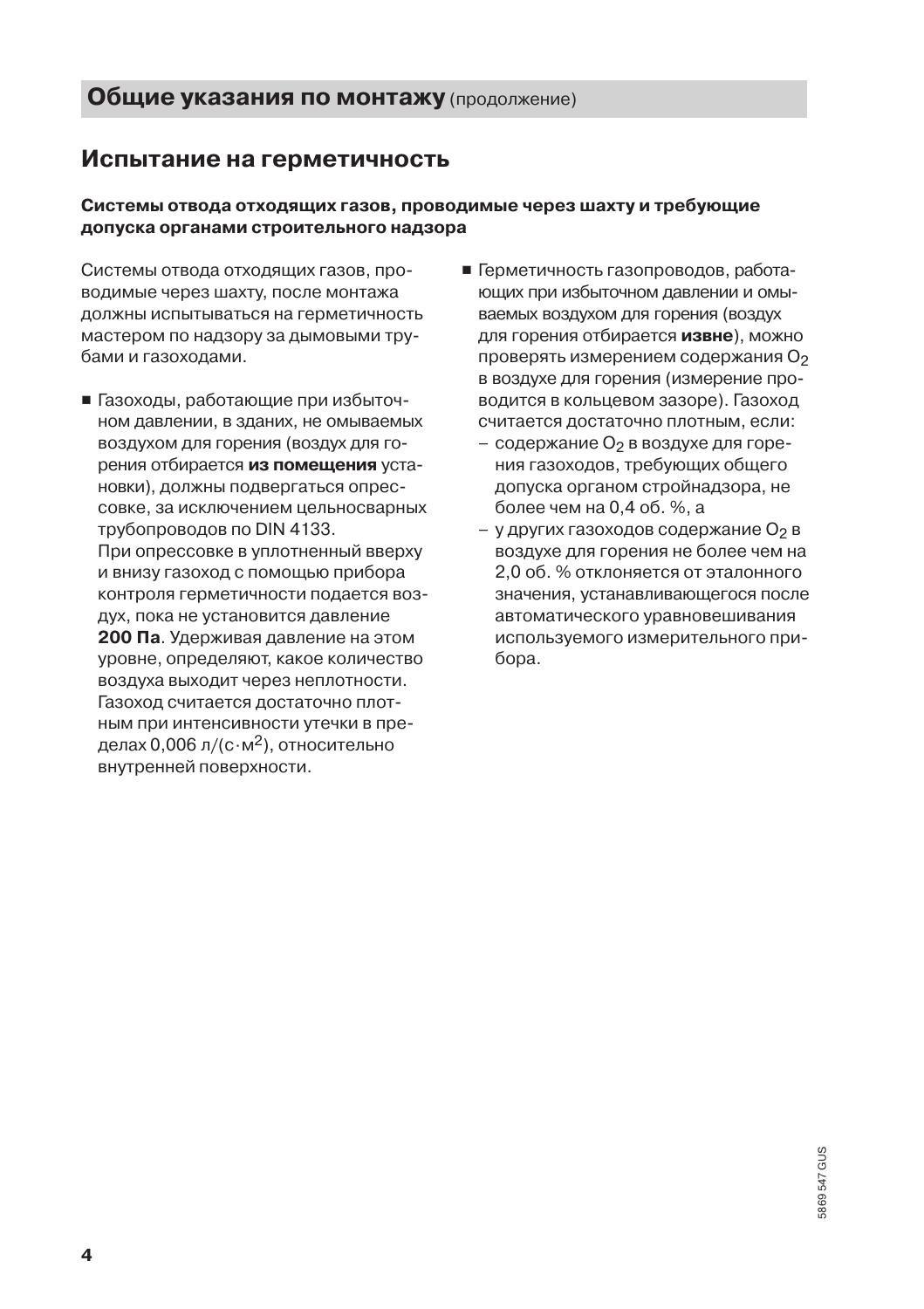## Общие указания по монтажу (продолжение)

## Испытание на герметичность

### Системы отвода отходящих газов, проводимые через шахту и требующие допуска органами строительного надзора

Системы отвода отходящих газов, проводимые через шахту, после монтажа должны испытываться на герметичность мастером по надзору за дымовыми трубами и газоходами.

- Газоходы, работающие при избыточном давлении, в зданиях, не омываемых воздухом для горения (воздух для горения отбирается **из помещения** установки), должны подвергаться опрессовке, за исключением цельносварных трубопроводов по DIN 4133.
  При опрессовке в уплотненный вверху и внизу газоход с помощью прибора контроля герметичности подается воздух, пока не установится давление **200 Па**. Удерживая давление на этом уровне, определяют, какое количество воздуха выходит через неплотности. Газоход считается достаточно плотным при интенсивности утечки в пределах 0,006 л/(с·м$^2$), относительно внутренней поверхности.
- Герметичность газопроводов, работающих при избыточном давлении и омываемых воздухом для горения (воздух для горения отбирается **извне**), можно проверять измерением содержания $O_2$ в воздухе для горения (измерение проводится в кольцевом зазоре). Газоход считается достаточно плотным, если:
  - содержание $O_2$ в воздухе для горения газоходов, требующих общего допуска органом стройнадзора, не более чем на 0,4 об. %, а
  - у других газоходов содержание $O_2$ в воздухе для горения не более чем на 2,0 об. % отклоняется от эталонного значения, устанавливающегося после автоматического уравновешивания используемого измерительного прибора.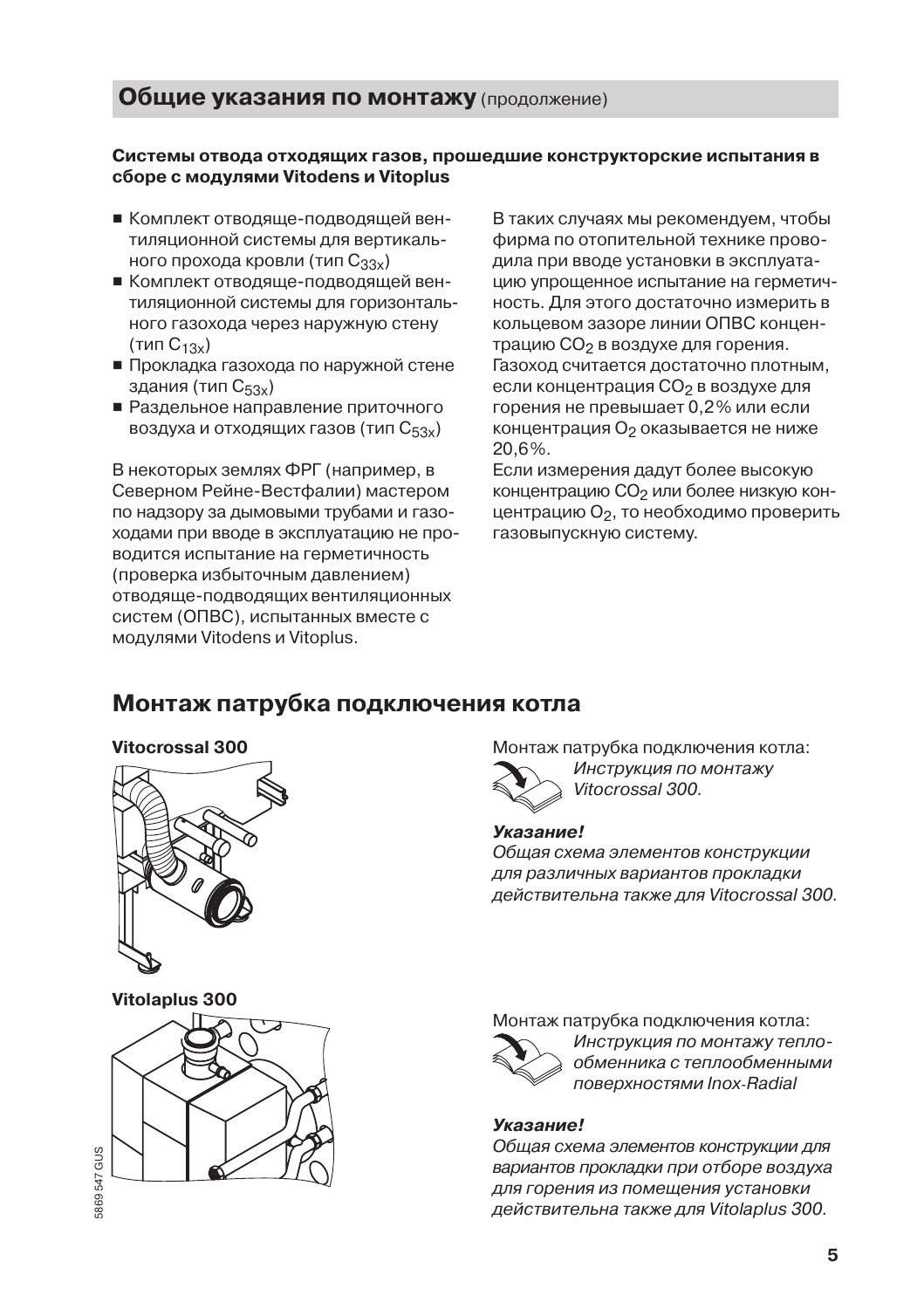## Общие указания по монтажу (продолжение)

**Системы отвода отходящих газов, прошедшие конструкторские испытания в сборе с модулями Vitodens и Vitoplus**

- Комплект отводяще-подводящей вентиляционной системы для вертикального прохода кровли (тип $C_{33x}$)
- Комплект отводяще-подводящей вентиляционной системы для горизонтального газохода через наружную стену (тип $C_{13x}$)
- Прокладка газохода по наружной стене здания (тип $C_{53x}$)
- Раздельное направление приточного воздуха и отходящих газов (тип $C_{53x}$)

В некоторых землях ФРГ (например, в Северном Рейне-Вестфалии) мастером по надзору за дымовыми трубами и газоходами при вводе в эксплуатацию не проводится испытание на герметичность (проверка избыточным давлением) отводяще-подводящих вентиляционных систем (ОПВС), испытанных вместе с модулями Vitodens и Vitoplus.

В таких случаях мы рекомендуем, чтобы фирма по отопительной технике проводила при вводе установки в эксплуатацию упрощенное испытание на герметичность. Для этого достаточно измерить в кольцевом зазоре линии ОПВС концентрацию $CO_2$ в воздухе для горения. Газоход считается достаточно плотным, если концентрация $CO_2$ в воздухе для горения не превышает 0,2% или если концентрация $O_2$ оказывается не ниже 20,6%.
Если измерения дадут более высокую концентрацию $CO_2$ или более низкую концентрацию $O_2$, то необходимо проверить газовыпускную систему.

## Монтаж патрубка подключения котла

**Vitocrossal 300**

Монтаж патрубка подключения котла:
*Инструкция по монтажу Vitocrossal 300.*

***Указание!***
*Общая схема элементов конструкции для различных вариантов прокладки действительна также для Vitocrossal 300.*

**Vitolaplus 300**

Монтаж патрубка подключения котла:
*Инструкция по монтажу теплообменника с теплообменными поверхностями Inox-Radial*

***Указание!***
*Общая схема элементов конструкции для вариантов прокладки при отборе воздуха для горения из помещения установки действительна также для Vitolaplus 300.*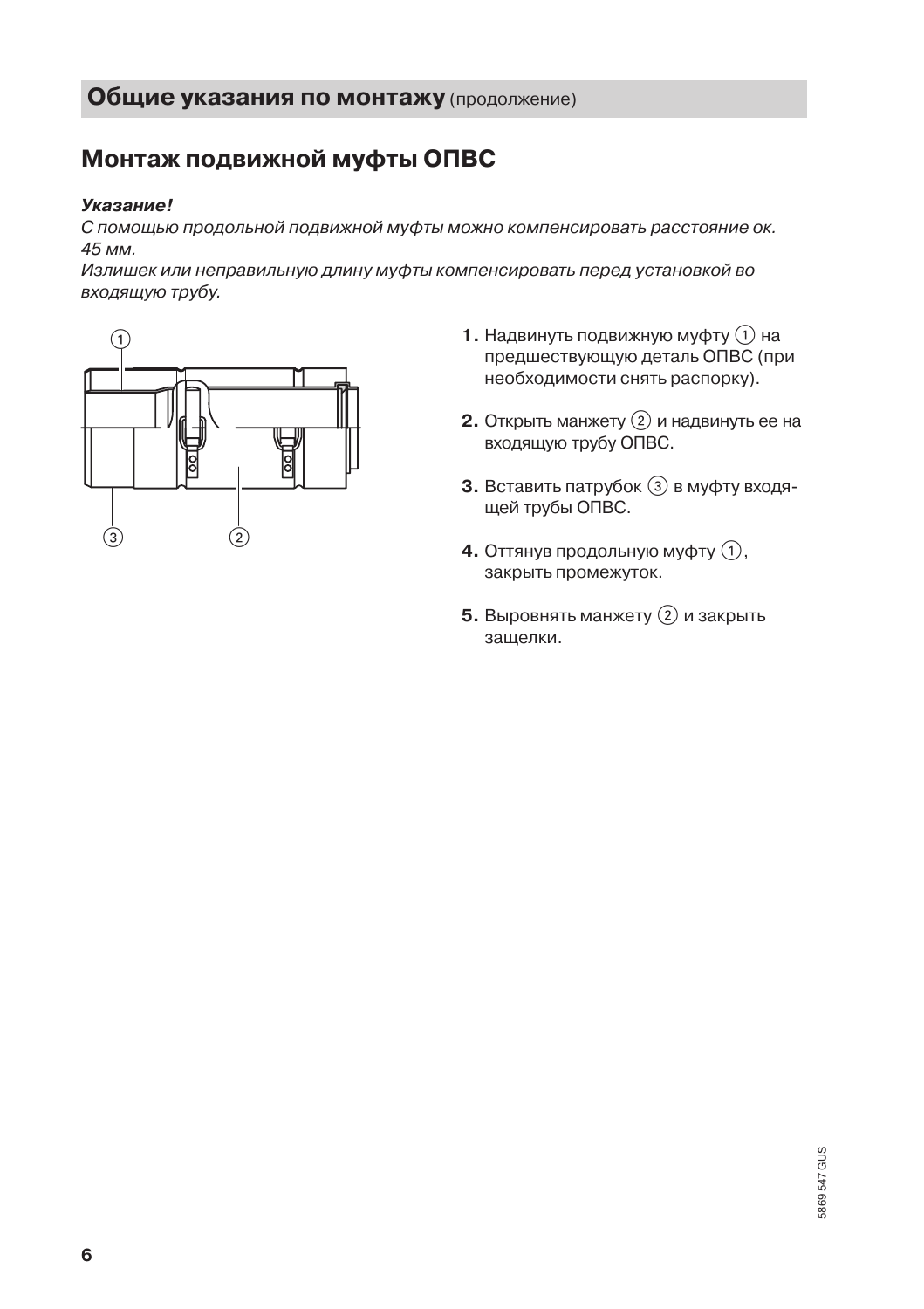## Общие указания по монтажу (продолжение)

# Монтаж подвижной муфты ОПВС

***Указание!***
*С помощью продольной подвижной муфты можно компенсировать расстояние ок. 45 мм.*
*Излишек или неправильную длину муфты компенсировать перед установкой во входящую трубу.*

**1.** Надвинуть подвижную муфту ① на предшествующую деталь ОПВС (при необходимости снять распорку).

**2.** Открыть манжету ② и надвинуть ее на входящую трубу ОПВС.

**3.** Вставить патрубок ③ в муфту входящей трубы ОПВС.

**4.** Оттянув продольную муфту ①, закрыть промежуток.

**5.** Выровнять манжету ② и закрыть защелки.

5869 547 GUS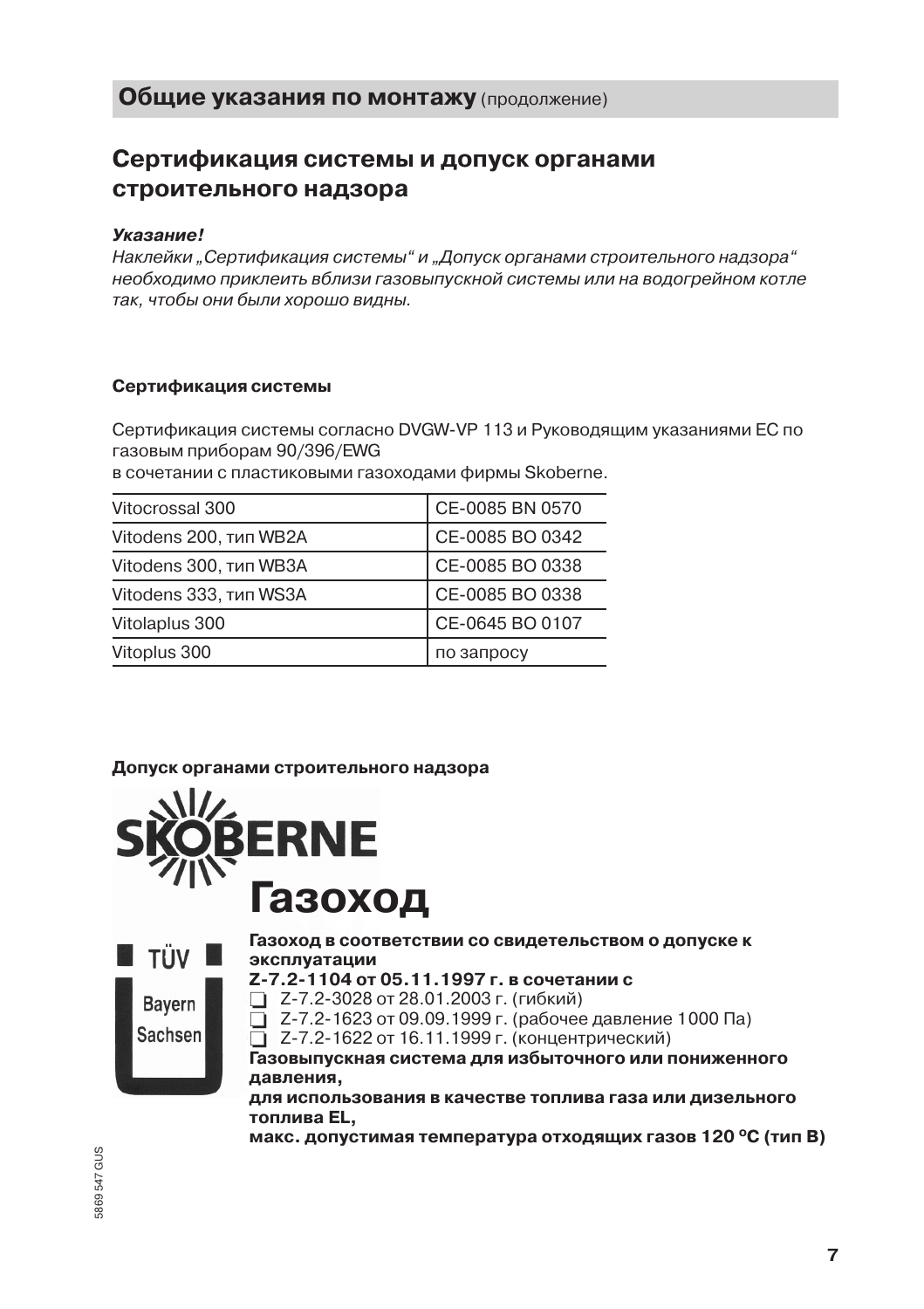## Общие указания по монтажу (продолжение)

## Сертификация системы и допуск органами строительного надзора

***Указание!***
*Наклейки „Сертификация системы“ и „Допуск органами строительного надзора“ необходимо приклеить вблизи газовыпускной системы или на водогрейном котле так, чтобы они были хорошо видны.*

**Сертификация системы**

Сертификация системы согласно DVGW-VP 113 и Руководящим указаниями ЕС по газовым приборам 90/396/EWG
в сочетании с пластиковыми газоходами фирмы Skoberne.

| | |
|---|---|
| Vitocrossal 300 | CE-0085 BN 0570 |
| Vitodens 200, тип WB2A | CE-0085 BO 0342 |
| Vitodens 300, тип WB3A | CE-0085 BO 0338 |
| Vitodens 333, тип WS3A | CE-0085 BO 0338 |
| Vitolaplus 300 | CE-0645 BO 0107 |
| Vitoplus 300 | по запросу |

**Допуск органами строительного надзора**

SKOBERNE

# Газоход

TÜV Bayern Sachsen

**Газоход в соответствии со свидетельством о допуске к эксплуатации**
**Z-7.2-1104 от 05.11.1997 г. в сочетании с**
- ❑ Z-7.2-3028 от 28.01.2003 г. (гибкий)
- ❑ Z-7.2-1623 от 09.09.1999 г. (рабочее давление 1000 Па)
- ❑ Z-7.2-1622 от 16.11.1999 г. (концентрический)

**Газовыпускная система для избыточного или пониженного давления,**
**для использования в качестве топлива газа или дизельного топлива EL,**
**макс. допустимая температура отходящих газов 120 ºC (тип B)**

5869 547 GUS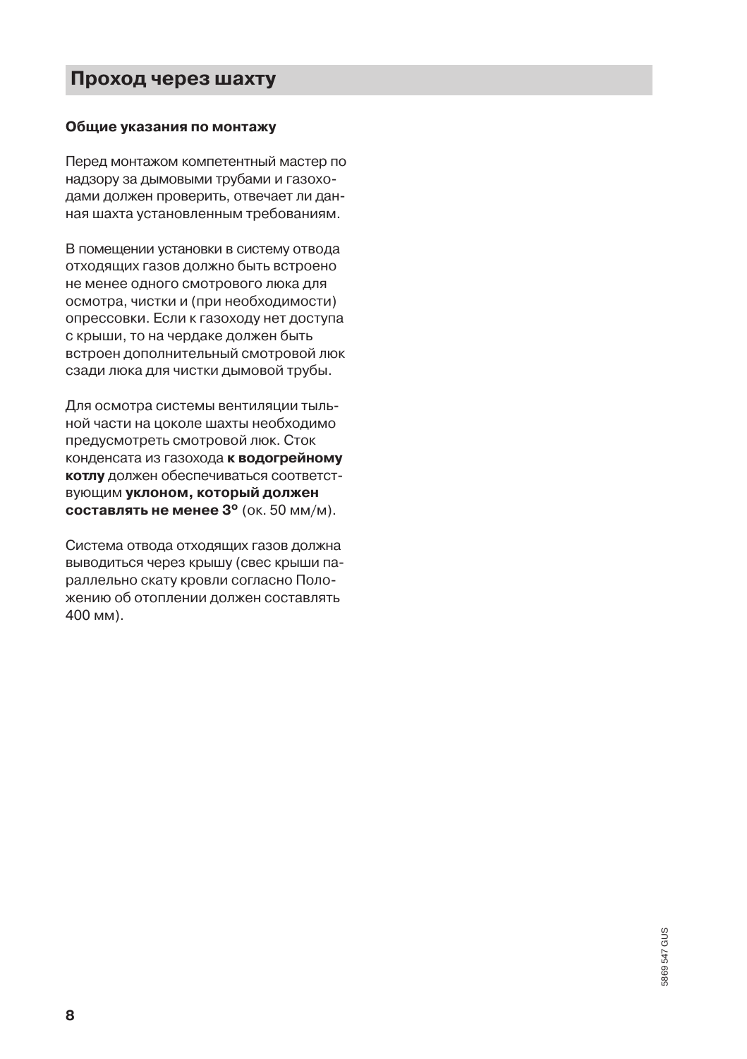# Проход через шахту

**Общие указания по монтажу**

Перед монтажом компетентный мастер по надзору за дымовыми трубами и газоходами должен проверить, отвечает ли данная шахта установленным требованиям.

В помещении установки в систему отвода отходящих газов должно быть встроено не менее одного смотрового люка для осмотра, чистки и (при необходимости) опрессовки. Если к газоходу нет доступа с крыши, то на чердаке должен быть встроен дополнительный смотровой люк сзади люка для чистки дымовой трубы.

Для осмотра системы вентиляции тыльной части на цоколе шахты необходимо предусмотреть смотровой люк. Сток конденсата из газохода **к водогрейному котлу** должен обеспечиваться соответствующим **уклоном, который должен составлять не менее 3°** (ок. 50 мм/м).

Система отвода отходящих газов должна выводиться через крышу (свес крыши параллельно скату кровли согласно Положению об отоплении должен составлять 400 мм).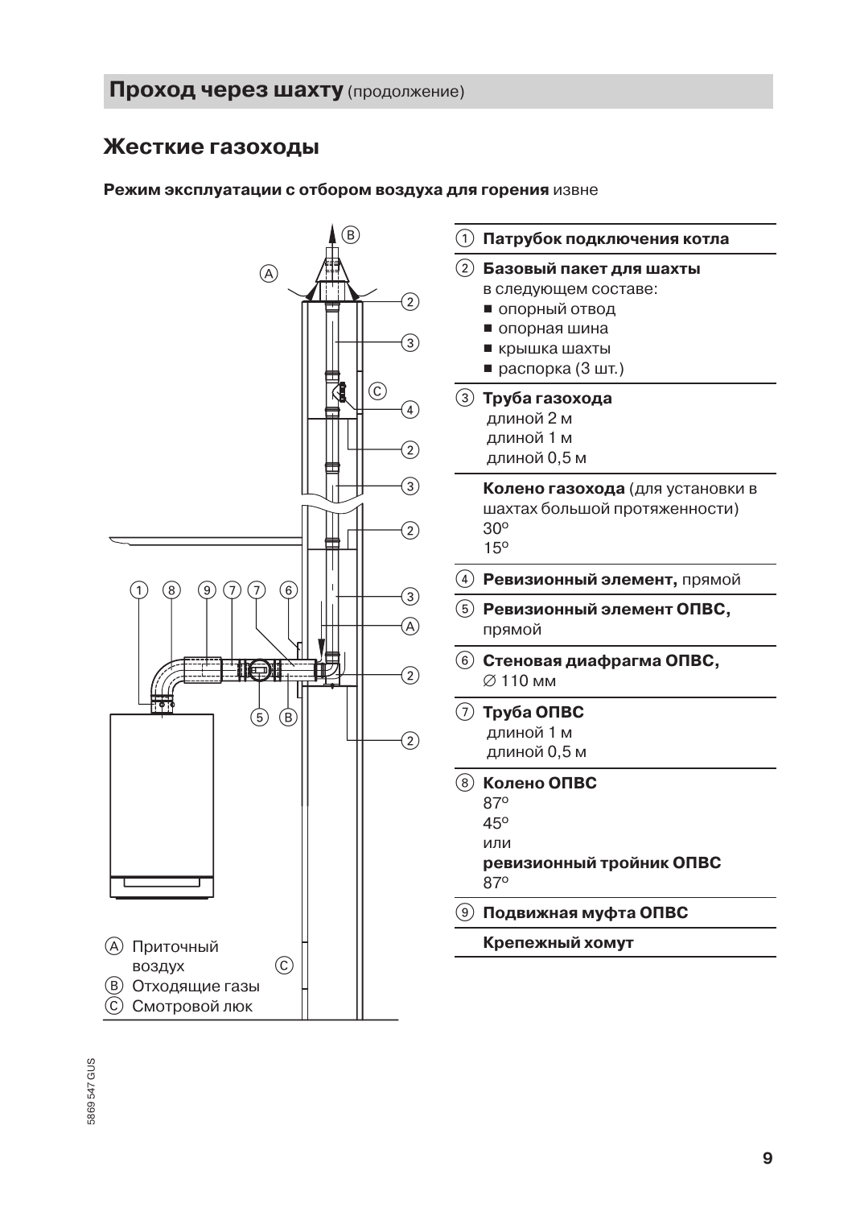# Проход через шахту (продолжение)

## Жесткие газоходы

**Режим эксплуатации с отбором воздуха для горения** извне

Ⓐ Приточный воздух
Ⓑ Отходящие газы
Ⓒ Смотровой люк

① **Патрубок подключения котла**

② **Базовый пакет для шахты**
в следующем составе:
- опорный отвод
- опорная шина
- крышка шахты
- распорка (3 шт.)

③ **Труба газохода**
длиной 2 м
длиной 1 м
длиной 0,5 м

**Колено газохода** (для установки в шахтах большой протяженности)
30°
15°

④ **Ревизионный элемент,** прямой

⑤ **Ревизионный элемент ОПВС,**
прямой

⑥ **Стеновая диафрагма ОПВС,**
∅ 110 мм

⑦ **Труба ОПВС**
длиной 1 м
длиной 0,5 м

⑧ **Колено ОПВС**
87°
45°
или
**ревизионный тройник ОПВС**
87°

⑨ **Подвижная муфта ОПВС**

**Крепежный хомут**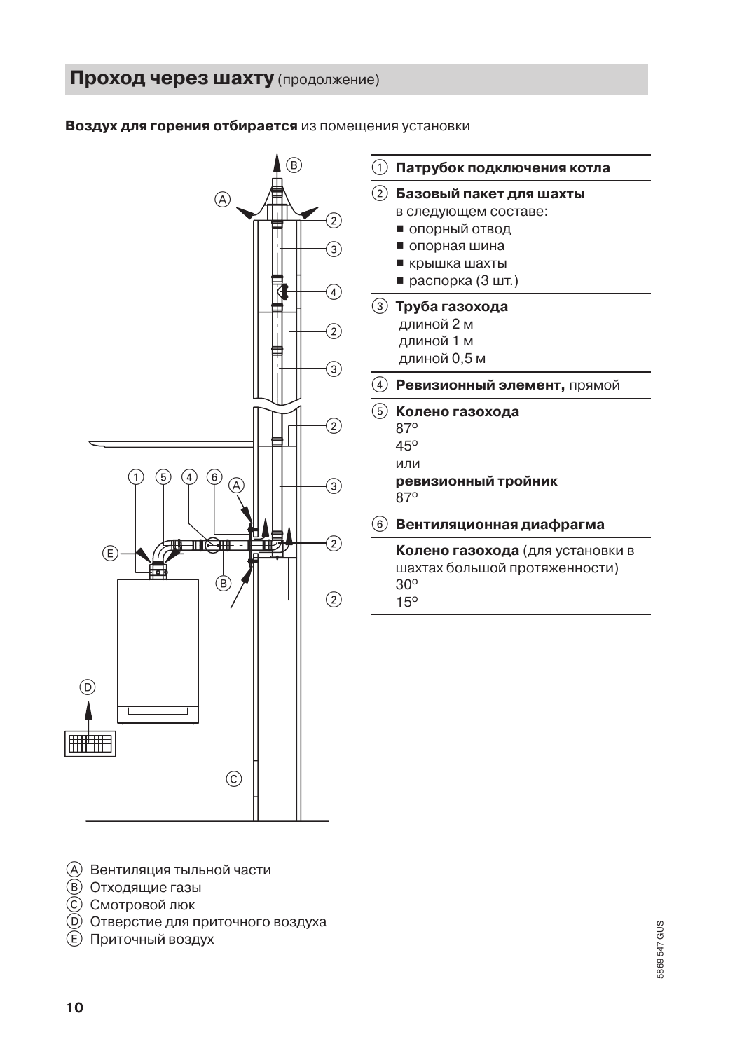## Проход через шахту (продолжение)

**Воздух для горения отбирается** из помещения установки

| | |
|---|---|
| ① | **Патрубок подключения котла** |
| ② | **Базовый пакет для шахты** в следующем составе:<br>■ опорный отвод<br>■ опорная шина<br>■ крышка шахты<br>■ распорка (3 шт.) |
| ③ | **Труба газохода**<br>длиной 2 м<br>длиной 1 м<br>длиной 0,5 м |
| ④ | **Ревизионный элемент,** прямой |
| ⑤ | **Колено газохода**<br>87°<br>45°<br>или<br>**ревизионный тройник**<br>87° |
| ⑥ | **Вентиляционная диафрагма** |
| | **Колено газохода** (для установки в шахтах большой протяженности)<br>30°<br>15° |

Ⓐ Вентиляция тыльной части
Ⓑ Отходящие газы
Ⓒ Смотровой люк
Ⓓ Отверстие для приточного воздуха
Ⓔ Приточный воздух

5869 547 GUS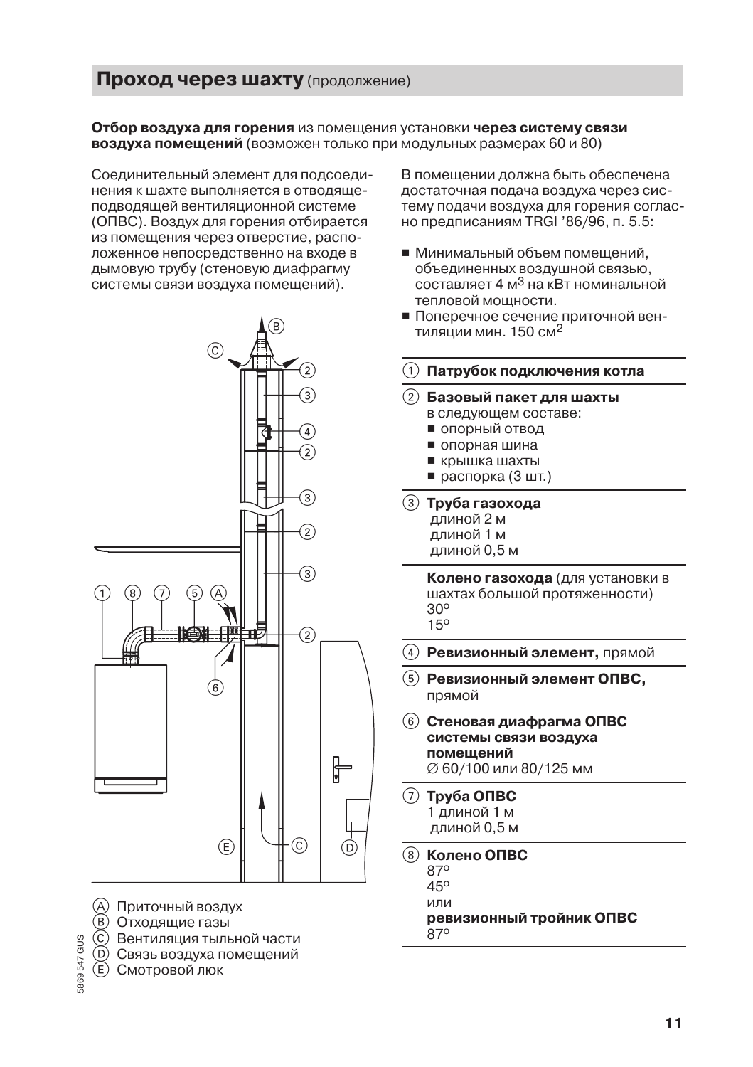## Проход через шахту (продолжение)

**Отбор воздуха для горения** из помещения установки **через систему связи воздуха помещений** (возможен только при модульных размерах 60 и 80)

Соединительный элемент для подсоединения к шахте выполняется в отводяще-подводящей вентиляционной системе (ОПВС). Воздух для горения отбирается из помещения через отверстие, расположенное непосредственно на входе в дымовую трубу (стеновую диафрагму системы связи воздуха помещений).

Ⓐ Приточный воздух
Ⓑ Отходящие газы
Ⓒ Вентиляция тыльной части
Ⓓ Связь воздуха помещений
Ⓔ Смотровой люк

В помещении должна быть обеспечена достаточная подача воздуха через систему подачи воздуха для горения согласно предписаниям TRGI '86/96, п. 5.5:

- Минимальный объем помещений, объединенных воздушной связью, составляет 4 $м^3$ на кВт номинальной тепловой мощности.
- Поперечное сечение приточной вентиляции мин. 150 $см^2$

① **Патрубок подключения котла**

② **Базовый пакет для шахты**
в следующем составе:
- опорный отвод
- опорная шина
- крышка шахты
- распорка (3 шт.)

③ **Труба газохода**
длиной 2 м
длиной 1 м
длиной 0,5 м

**Колено газохода** (для установки в шахтах большой протяженности)
30°
15°

④ **Ревизионный элемент,** прямой

⑤ **Ревизионный элемент ОПВС,** прямой

⑥ **Стеновая диафрагма ОПВС системы связи воздуха помещений**
∅ 60/100 или 80/125 мм

⑦ **Труба ОПВС**
1 длиной 1 м
длиной 0,5 м

⑧ **Колено ОПВС**
87°
45°
или
**ревизионный тройник ОПВС**
87°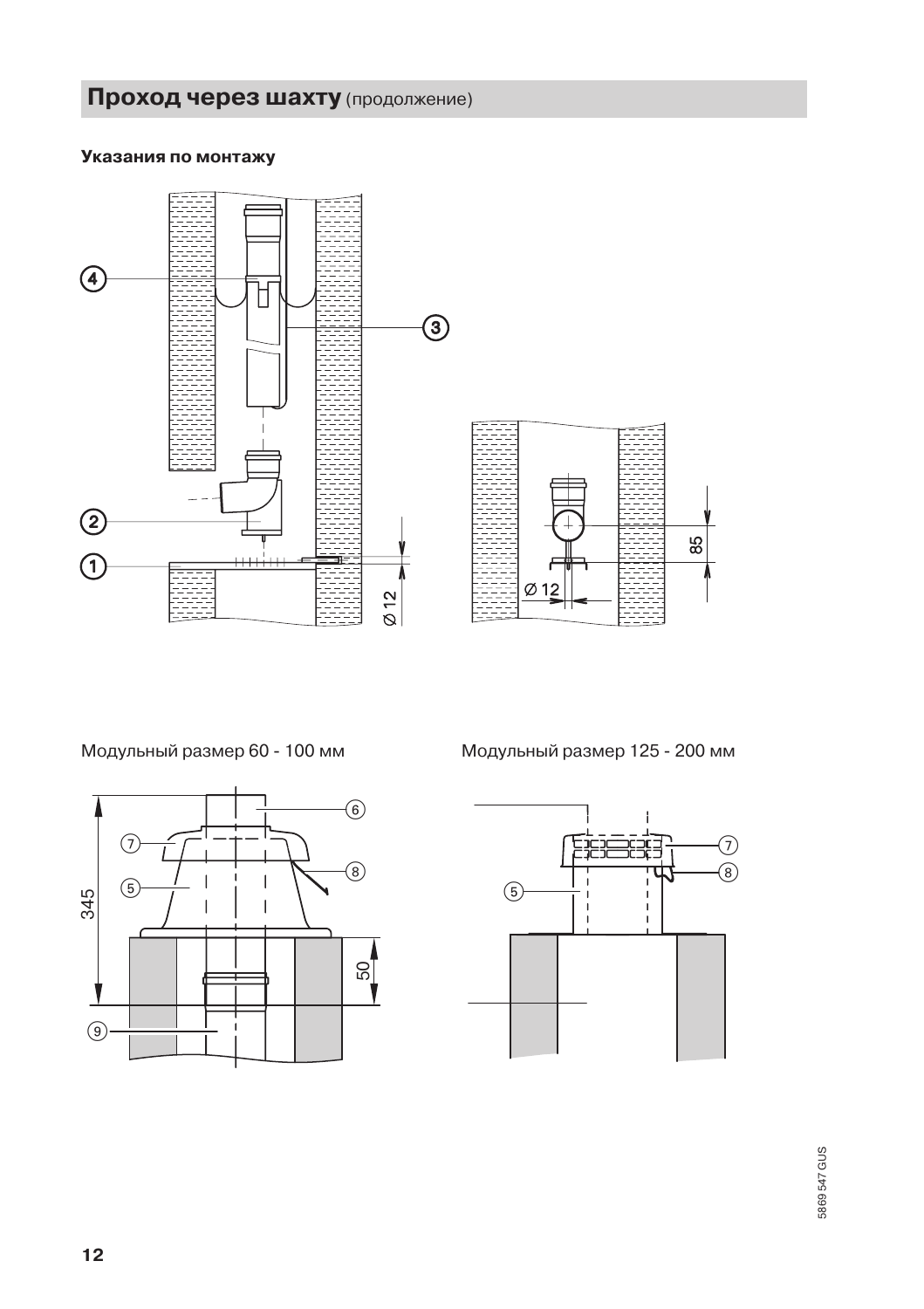## Проход через шахту (продолжение)

### Указания по монтажу

4

3

2

1

Ø 12

85

Ø 12

Модульный размер 60 - 100 мм

6

7

8

5

345

50

9

Модульный размер 125 - 200 мм

7

8

5

5869 547 GUS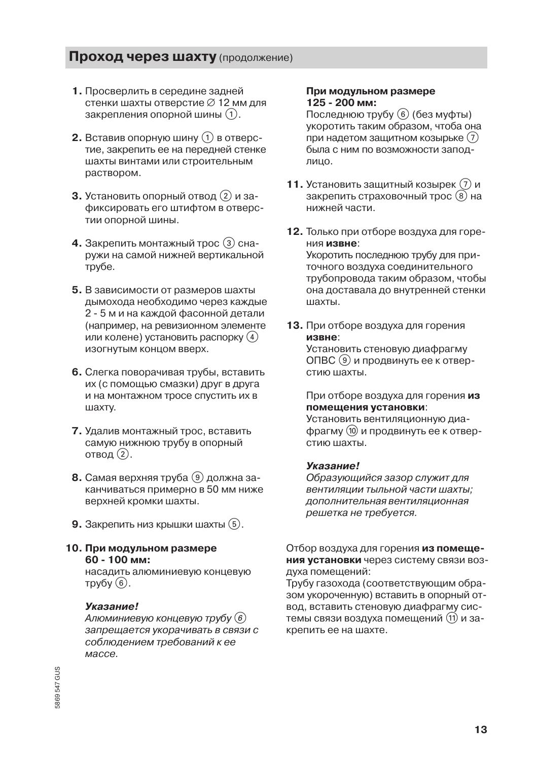## Проход через шахту (продолжение)

1. Просверлить в середине задней стенки шахты отверстие ∅ 12 мм для закрепления опорной шины ①.

2. Вставив опорную шину ① в отверстие, закрепить ее на передней стенке шахты винтами или строительным раствором.

3. Установить опорный отвод ② и зафиксировать его штифтом в отверстии опорной шины.

4. Закрепить монтажный трос ③ снаружи на самой нижней вертикальной трубе.

5. В зависимости от размеров шахты дымохода необходимо через каждые 2 - 5 м и на каждой фасонной детали (например, на ревизионном элементе или колене) установить распорку ④ изогнутым концом вверх.

6. Слегка поворачивая трубы, вставить их (с помощью смазки) друг в друга и на монтажном тросе спустить их в шахту.

7. Удалив монтажный трос, вставить самую нижнюю трубу в опорный отвод ②.

8. Самая верхняя труба ⑨ должна заканчиваться примерно в 50 мм ниже верхней кромки шахты.

9. Закрепить низ крышки шахты ⑤.

10. **При модульном размере 60 - 100 мм:**
    насадить алюминиевую концевую трубу ⑥.

    ***Указание!***
    *Алюминиевую концевую трубу ⑥ запрещается укорачивать в связи с соблюдением требований к ее массе.*

    **При модульном размере 125 - 200 мм:**
    Последнюю трубу ⑥ (без муфты) укоротить таким образом, чтоба она при надетом защитном козырьке ⑦ была с ним по возможности заподлицо.

11. Установить защитный козырек ⑦ и закрепить страховочный трос ⑧ на нижней части.

12. Только при отборе воздуха для горения **извне**:
    Укоротить последнюю трубу для приточного воздуха соединительного трубопровода таким образом, чтобы она доставала до внутренней стенки шахты.

13. При отборе воздуха для горения **извне**:
    Установить стеновую диафрагму ОПВС ⑨ и продвинуть ее к отверстию шахты.

    При отборе воздуха для горения **из помещения установки**:
    Установить вентиляционную диафрагму ⑩ и продвинуть ее к отверстию шахты.

    ***Указание!***
    *Образующийся зазор служит для вентиляции тыльной части шахты; дополнительная вентиляционная решетка не требуется.*

Отбор воздуха для горения **из помещения установки** через систему связи воздуха помещений:
Трубу газохода (соответствующим образом укороченную) вставить в опорный отвод, вставить стеновую диафрагму системы связи воздуха помещений ⑪ и закрепить ее на шахте.

5869 547 GUS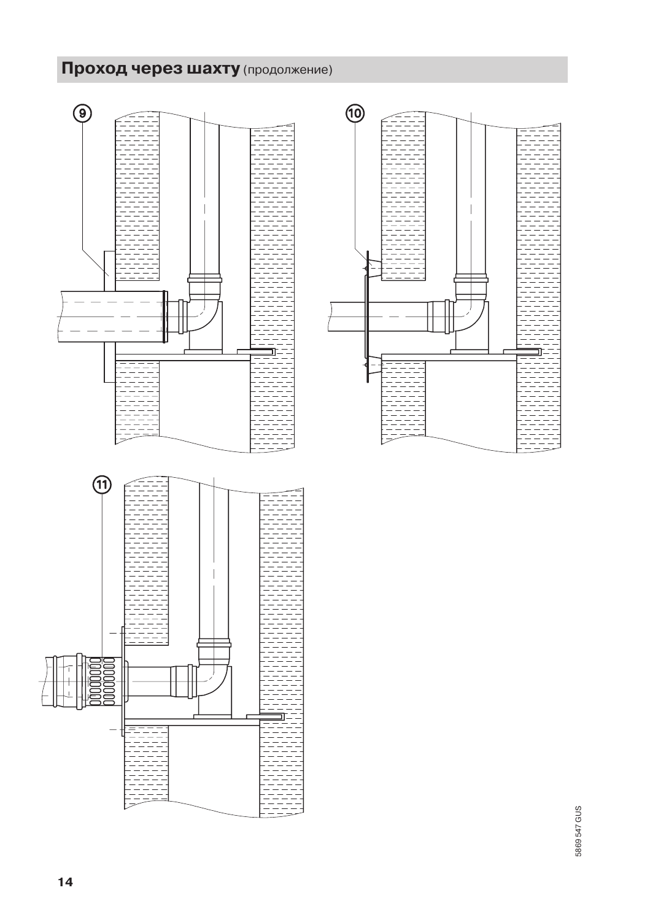## **Проход через шахту** (продолжение)

9

10

11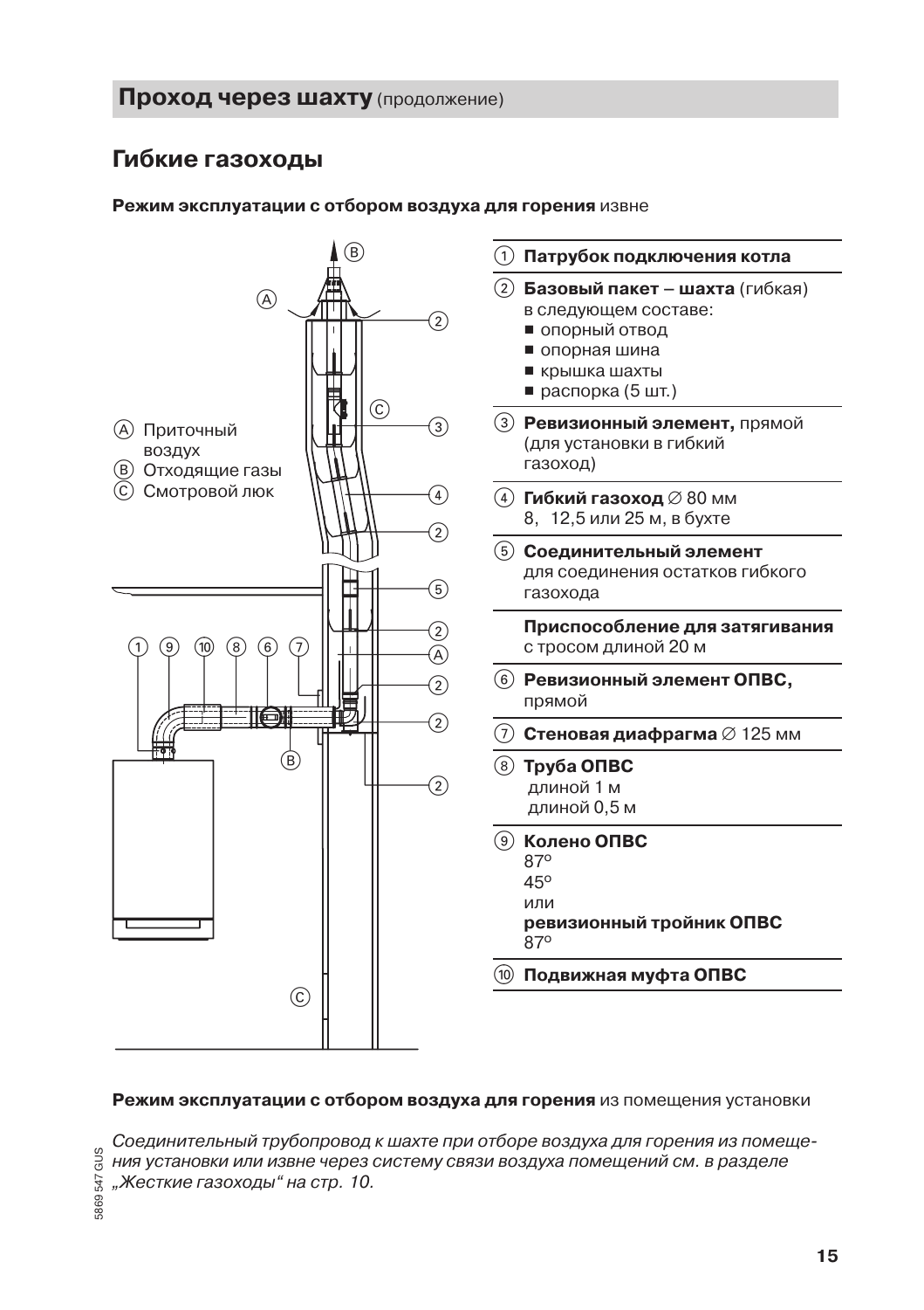## **Проход через шахту** (продолжение)

# Гибкие газоходы

**Режим эксплуатации с отбором воздуха для горения** извне

Ⓐ Приточный воздух
Ⓑ Отходящие газы
Ⓒ Смотровой люк

| | |
|---|---|
| ① | **Патрубок подключения котла** |
| ② | **Базовый пакет – шахта** (гибкая) в следующем составе:<br>■ опорный отвод<br>■ опорная шина<br>■ крышка шахты<br>■ распорка (5 шт.) |
| ③ | **Ревизионный элемент,** прямой (для установки в гибкий газоход) |
| ④ | **Гибкий газоход** ∅ 80 мм<br>8, 12,5 или 25 м, в бухте |
| ⑤ | **Соединительный элемент** для соединения остатков гибкого газохода |
| | **Приспособление для затягивания** с тросом длиной 20 м |
| ⑥ | **Ревизионный элемент ОПВС,** прямой |
| ⑦ | **Стеновая диафрагма** ∅ 125 мм |
| ⑧ | **Труба ОПВС**<br>длиной 1 м<br>длиной 0,5 м |
| ⑨ | **Колено ОПВС**<br>87º<br>45º<br>или<br>**ревизионный тройник ОПВС**<br>87º |
| ⑩ | **Подвижная муфта ОПВС** |

**Режим эксплуатации с отбором воздуха для горения** из помещения установки

*Соединительный трубопровод к шахте при отборе воздуха для горения из помещения установки или извне через систему связи воздуха помещений см. в разделе „Жесткие газоходы“ на стр. 10.*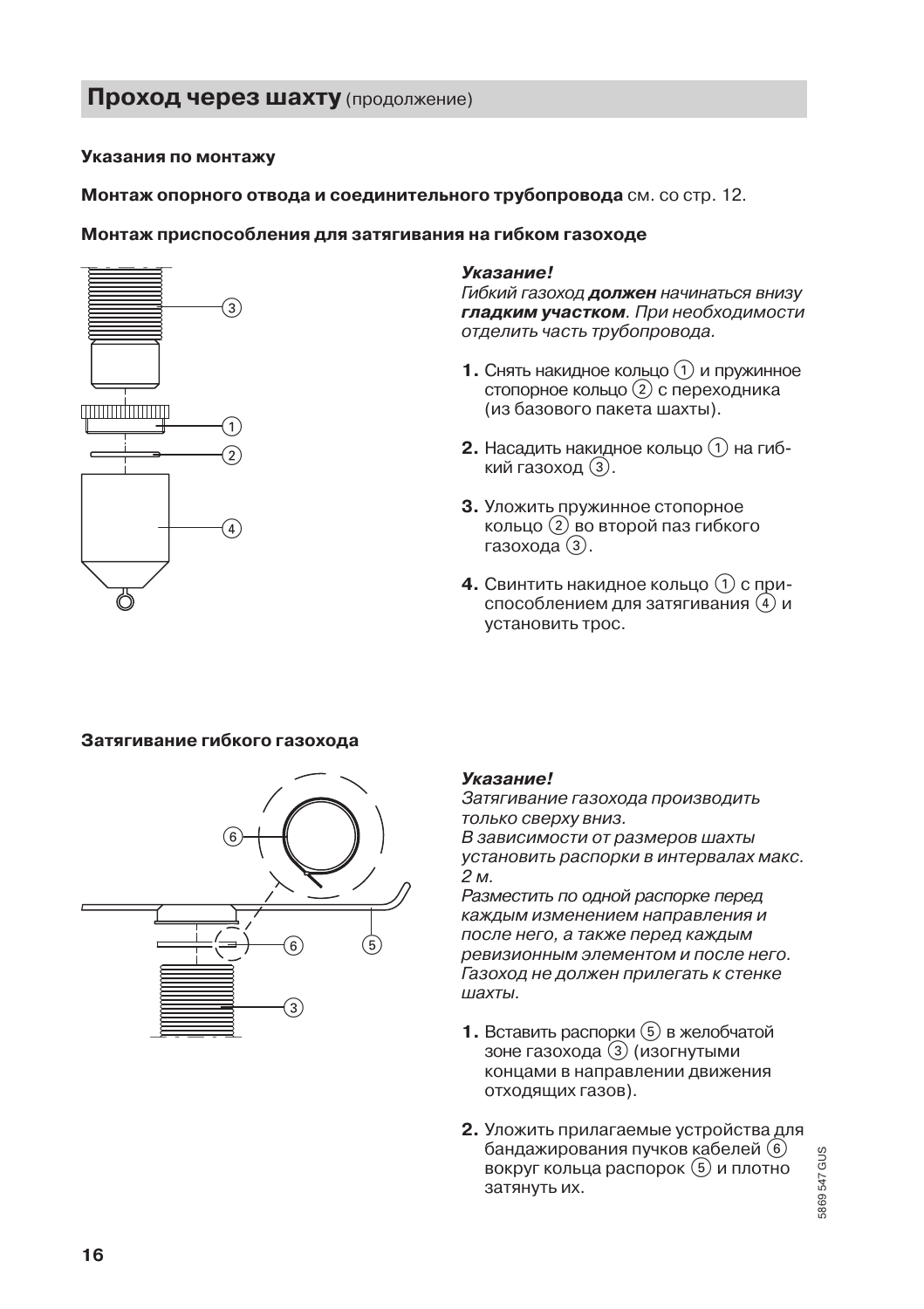## Проход через шахту (продолжение)

**Указания по монтажу**

**Монтаж опорного отвода и соединительного трубопровода** см. со стр. 12.

**Монтаж приспособления для затягивания на гибком газоходе**

***Указание!***
*Гибкий газоход **должен** начинаться внизу **гладким участком**. При необходимости отделить часть трубопровода.*

1. Снять накидное кольцо (1) и пружинное стопорное кольцо (2) с переходника (из базового пакета шахты).
2. Насадить накидное кольцо (1) на гибкий газоход (3).
3. Уложить пружинное стопорное кольцо (2) во второй паз гибкого газохода (3).
4. Свинтить накидное кольцо (1) с приспособлением для затягивания (4) и установить трос.

**Затягивание гибкого газохода**

***Указание!***
*Затягивание газохода производить только сверху вниз.*
*В зависимости от размеров шахты установить распорки в интервалах макс. 2 м.*
*Разместить по одной распорке перед каждым изменением направления и после него, а также перед каждым ревизионным элементом и после него.*
*Газоход не должен прилегать к стенке шахты.*

1. Вставить распорки (5) в желобчатой зоне газохода (3) (изогнутыми концами в направлении движения отходящих газов).
2. Уложить прилагаемые устройства для бандажирования пучков кабелей (6) вокруг кольца распорок (5) и плотно затянуть их.

5869 547 GUS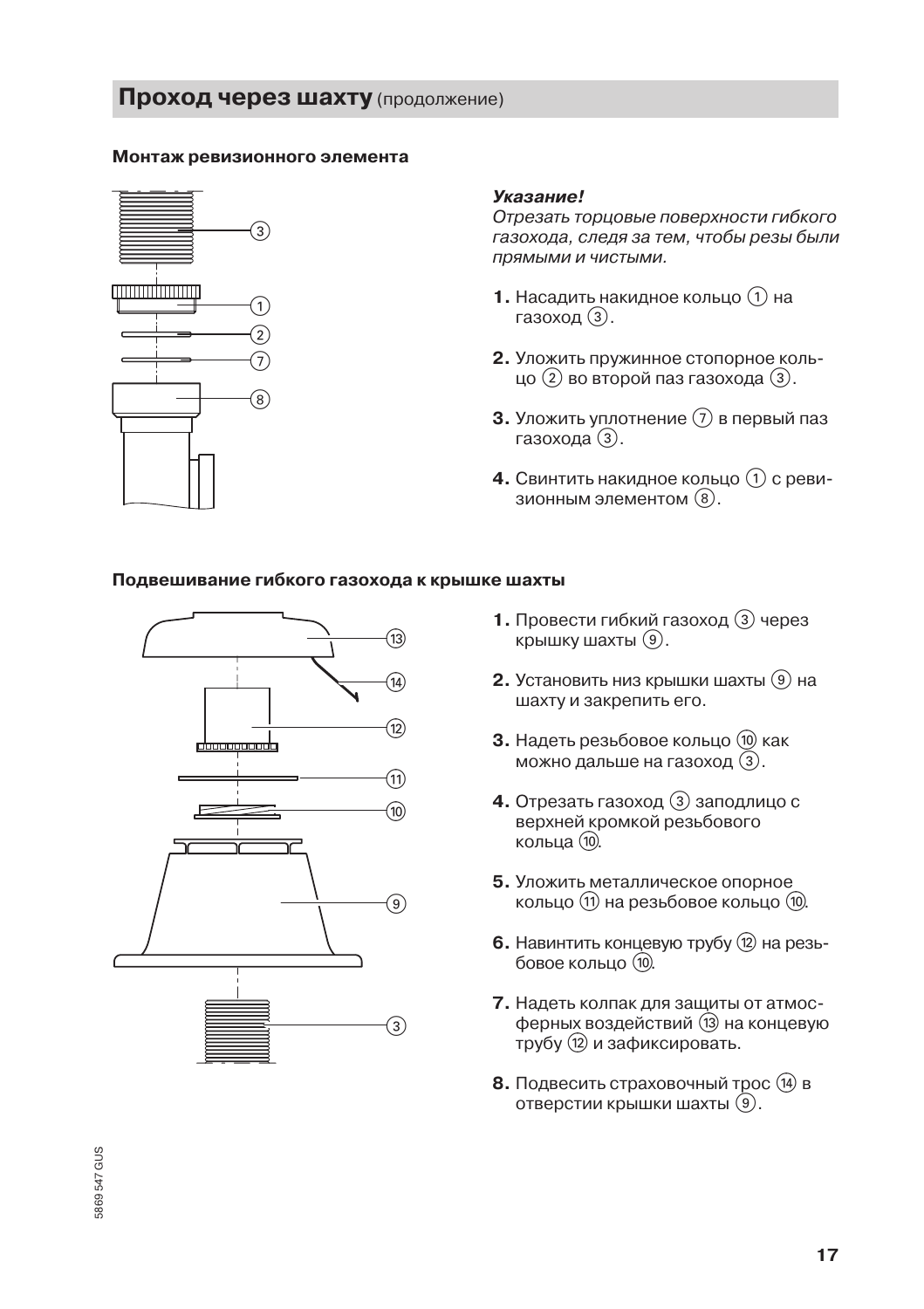## Проход через шахту (продолжение)

### Монтаж ревизионного элемента

***Указание!***
*Отрезать торцовые поверхности гибкого газохода, следя за тем, чтобы резы были прямыми и чистыми.*

1. Насадить накидное кольцо (1) на газоход (3).
2. Уложить пружинное стопорное кольцо (2) во второй паз газохода (3).
3. Уложить уплотнение (7) в первый паз газохода (3).
4. Свинтить накидное кольцо (1) с ревизионным элементом (8).

### Подвешивание гибкого газохода к крышке шахты

1. Провести гибкий газоход (3) через крышку шахты (9).
2. Установить низ крышки шахты (9) на шахту и закрепить его.
3. Надеть резьбовое кольцо (10) как можно дальше на газоход (3).
4. Отрезать газоход (3) заподлицо с верхней кромкой резьбового кольца (10).
5. Уложить металлическое опорное кольцо (11) на резьбовое кольцо (10).
6. Навинтить концевую трубу (12) на резьбовое кольцо (10).
7. Надеть колпак для защиты от атмосферных воздействий (13) на концевую трубу (12) и зафиксировать.
8. Подвесить страховочный трос (14) в отверстии крышки шахты (9).

5869 547 GUS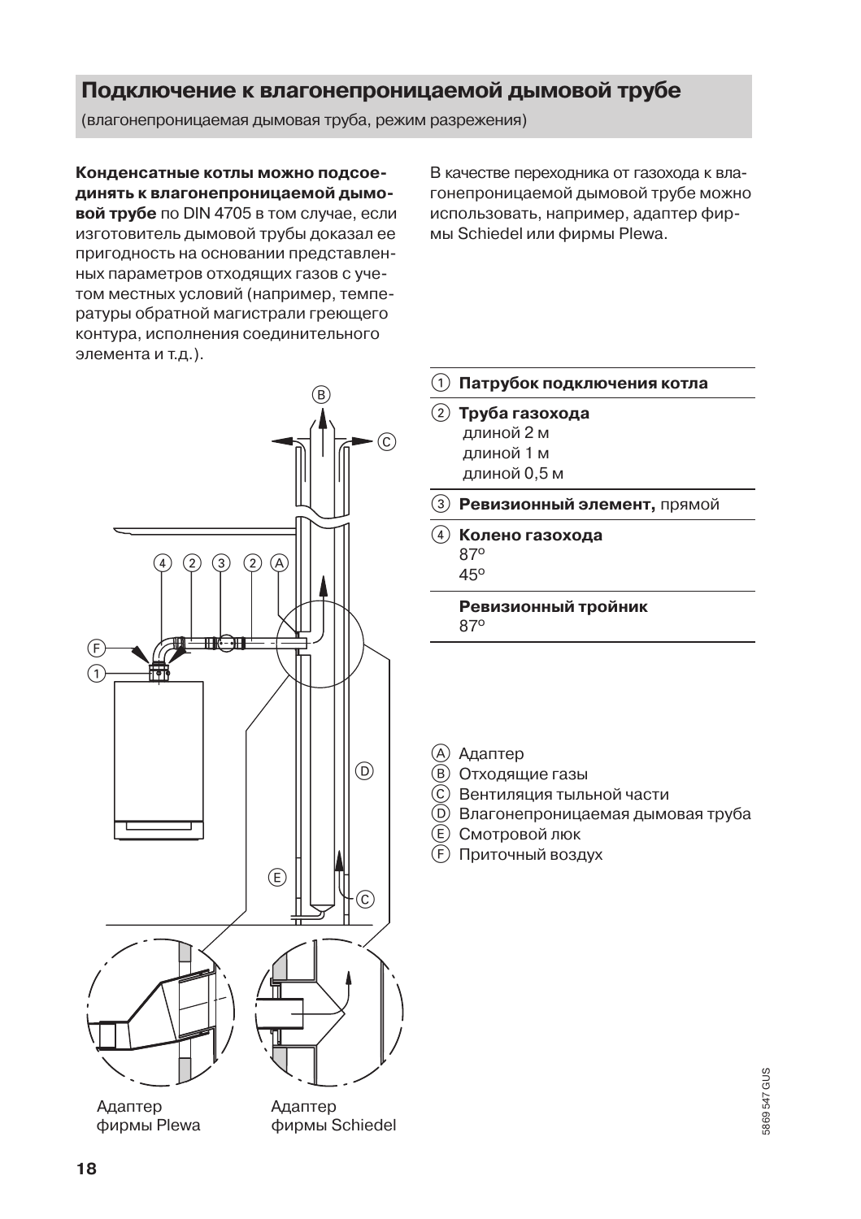## Подключение к влагонепроницаемой дымовой трубе

(влагонепроницаемая дымовая труба, режим разрежения)

**Конденсатные котлы можно подсоединять к влагонепроницаемой дымовой трубе** по DIN 4705 в том случае, если изготовитель дымовой трубы доказал ее пригодность на основании представленных параметров отходящих газов с учетом местных условий (например, температуры обратной магистрали греющего контура, исполнения соединительного элемента и т.д.).

В качестве переходника от газохода к влагонепроницаемой дымовой трубе можно использовать, например, адаптер фирмы Schiedel или фирмы Plewa.

| | |
|---|---|
| ① | **Патрубок подключения котла** |
| ② | **Труба газохода**<br>длиной 2 м<br>длиной 1 м<br>длиной 0,5 м |
| ③ | **Ревизионный элемент,** прямой |
| ④ | **Колено газохода**<br>87°<br>45° |
| | **Ревизионный тройник**<br>87° |

Ⓐ Адаптер
Ⓑ Отходящие газы
Ⓒ Вентиляция тыльной части
Ⓓ Влагонепроницаемая дымовая труба
Ⓔ Смотровой люк
Ⓕ Приточный воздух

Адаптер фирмы Plewa

Адаптер фирмы Schiedel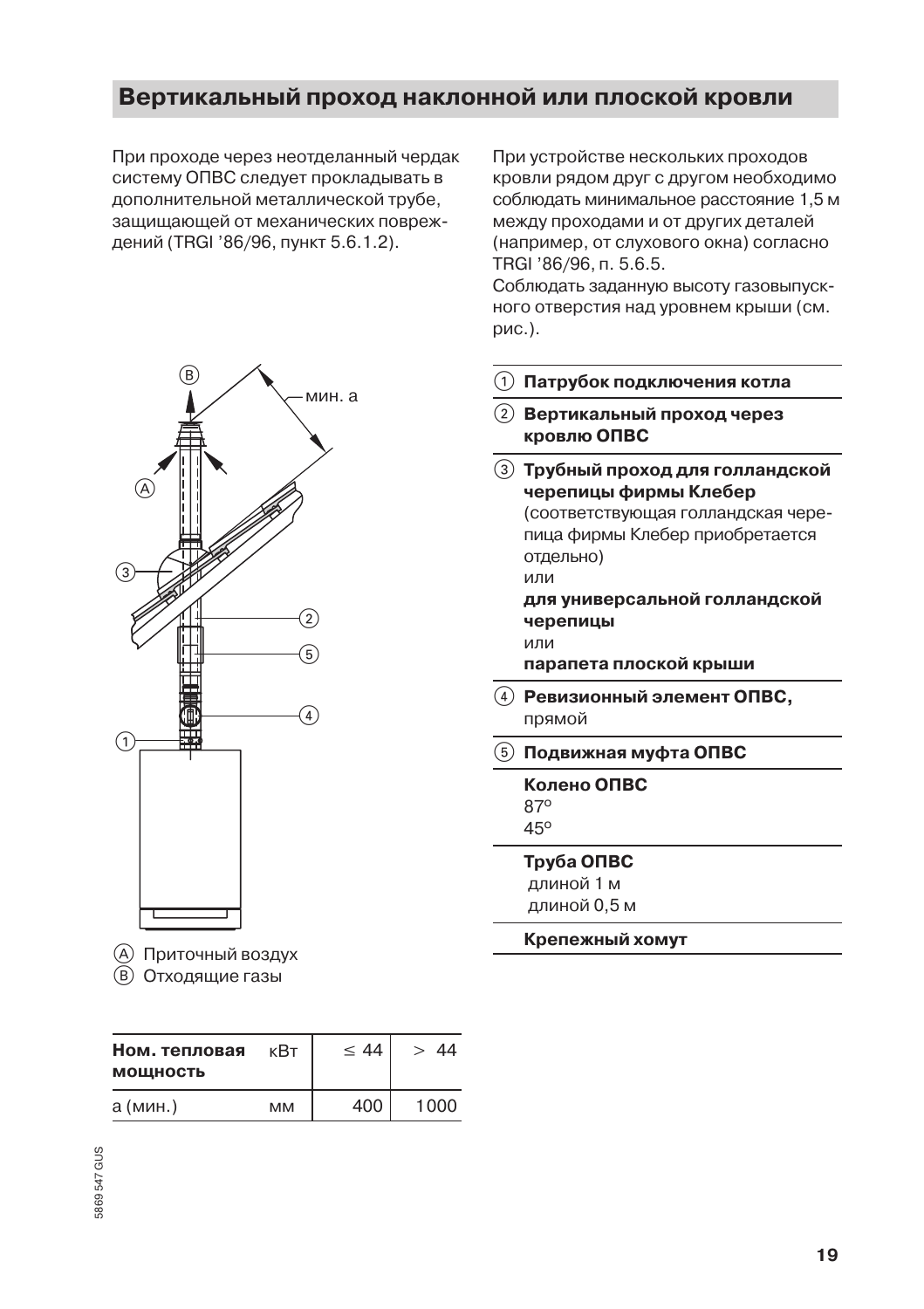## Вертикальный проход наклонной или плоской кровли

При проходе через неотделанный чердак систему ОПВС следует прокладывать в дополнительной металлической трубе, защищающей от механических повреждений (TRGI '86/96, пункт 5.6.1.2).

При устройстве нескольких проходов кровли рядом друг с другом необходимо соблюдать минимальное расстояние 1,5 м между проходами и от других деталей (например, от слухового окна) согласно TRGI '86/96, п. 5.6.5.
Соблюдать заданную высоту газовыпускного отверстия над уровнем крыши (см. рис.).

Ⓐ Приточный воздух
Ⓑ Отходящие газы

| Ном. тепловая мощность | кВт | ≤ 44 | > 44 |
|---|---|---|---|
| а (мин.) | мм | 400 | 1000 |

| | |
|---|---|
| ① | **Патрубок подключения котла** |
| ② | **Вертикальный проход через кровлю ОПВС** |
| ③ | **Трубный проход для голландской черепицы фирмы Клебер** (соответствующая голландская черепица фирмы Клебер приобретается отдельно) или **для универсальной голландской черепицы** или **парапета плоской крыши** |
| ④ | **Ревизионный элемент ОПВС,** прямой |
| ⑤ | **Подвижная муфта ОПВС** |
| | **Колено ОПВС** 87° 45° |
| | **Труба ОПВС** длиной 1 м длиной 0,5 м |
| | **Крепежный хомут** |

5869 547 GUS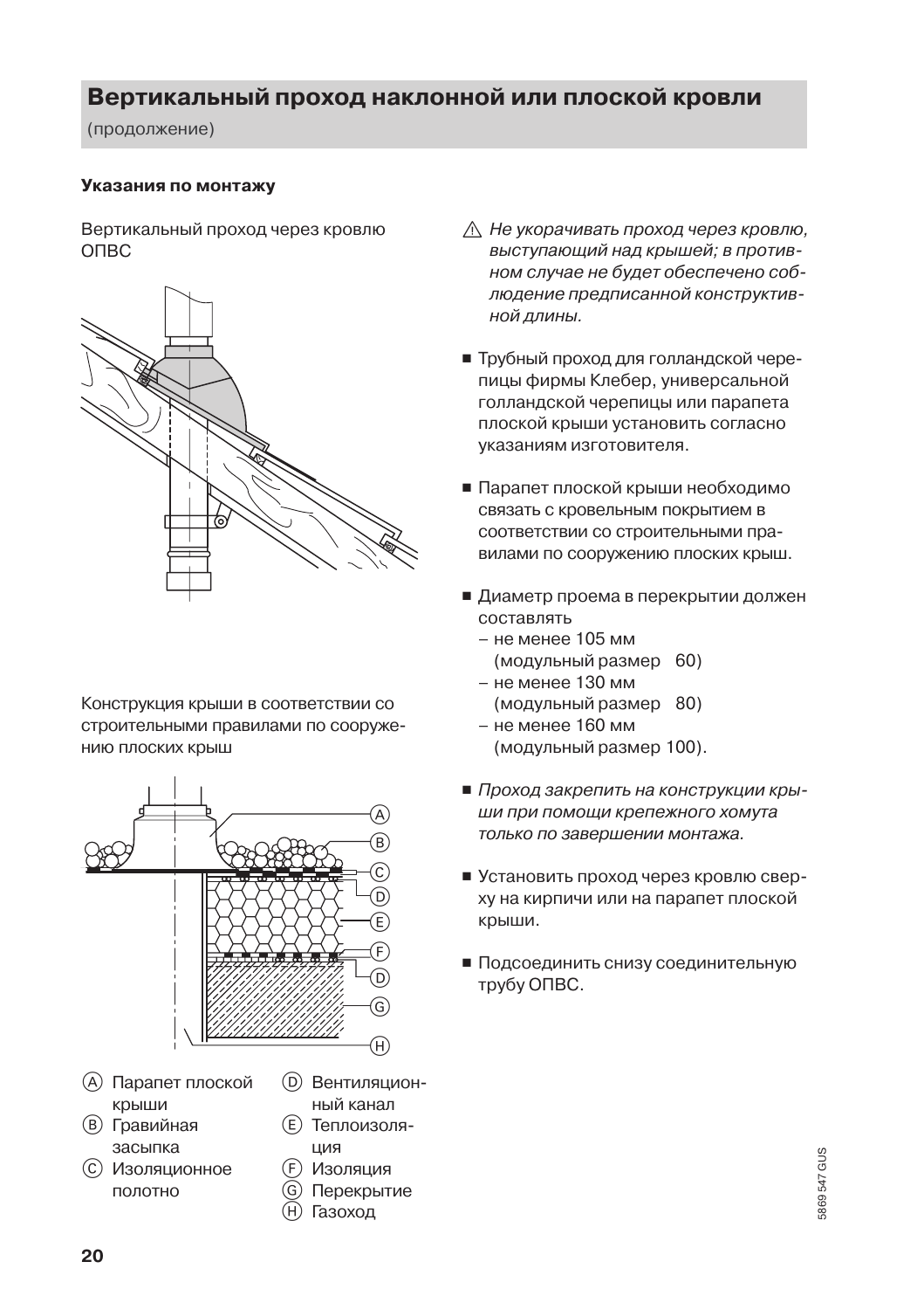# Вертикальный проход наклонной или плоской кровли

(продолжение)

**Указания по монтажу**

Вертикальный проход через кровлю ОПВС

Конструкция крыши в соответствии со строительными правилами по сооружению плоских крыш

Ⓐ Парапет плоской крыши
Ⓑ Гравийная засыпка
Ⓒ Изоляционное полотно
Ⓓ Вентиляционный канал
Ⓔ Теплоизоляция
Ⓕ Изоляция
Ⓖ Перекрытие
Ⓗ Газоход

⚠ *Не укорачивать проход через кровлю, выступающий над крышей; в противном случае не будет обеспечено соблюдение предписанной конструктивной длины.*

- Трубный проход для голландской черепицы фирмы Клебер, универсальной голландской черепицы или парапета плоской крыши установить согласно указаниям изготовителя.
- Парапет плоской крыши необходимо связать с кровельным покрытием в соответствии со строительными правилами по сооружению плоских крыш.
- Диаметр проема в перекрытии должен составлять
  - не менее 105 мм (модульный размер 60)
  - не менее 130 мм (модульный размер 80)
  - не менее 160 мм (модульный размер 100).
- *Проход закрепить на конструкции крыши при помощи крепежного хомута только по завершении монтажа.*
- Установить проход через кровлю сверху на кирпичи или на парапет плоской крыши.
- Подсоединить снизу соединительную трубу ОПВС.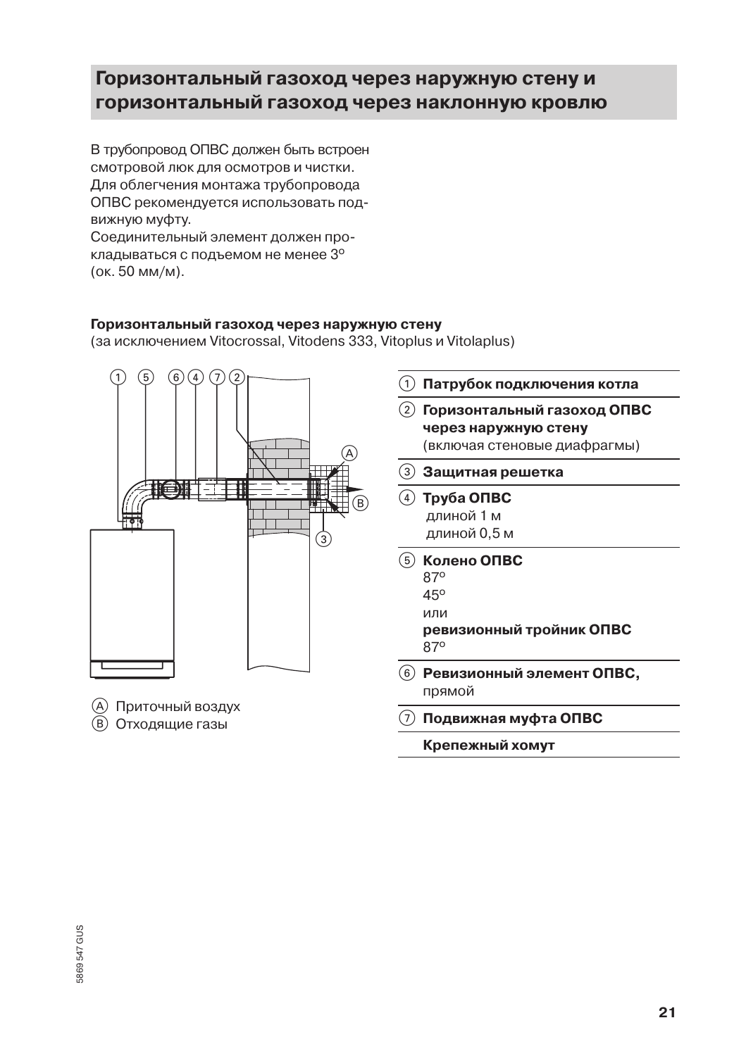## Горизонтальный газоход через наружную стену и горизонтальный газоход через наклонную кровлю

В трубопровод ОПВС должен быть встроен смотровой люк для осмотров и чистки. Для облегчения монтажа трубопровода ОПВС рекомендуется использовать подвижную муфту.
Соединительный элемент должен прокладываться с подъемом не менее 3° (ок. 50 мм/м).

**Горизонтальный газоход через наружную стену**
(за исключением Vitocrossal, Vitodens 333, Vitoplus и Vitolaplus)

Ⓐ Приточный воздух
Ⓑ Отходящие газы

| | |
|---|---|
| ① | **Патрубок подключения котла** |
| ② | **Горизонтальный газоход ОПВС через наружную стену** (включая стеновые диафрагмы) |
| ③ | **Защитная решетка** |
| ④ | **Труба ОПВС** длиной 1 м длиной 0,5 м |
| ⑤ | **Колено ОПВС** 87° 45° или **ревизионный тройник ОПВС** 87° |
| ⑥ | **Ревизионный элемент ОПВС,** прямой |
| ⑦ | **Подвижная муфта ОПВС** |
| | **Крепежный хомут** |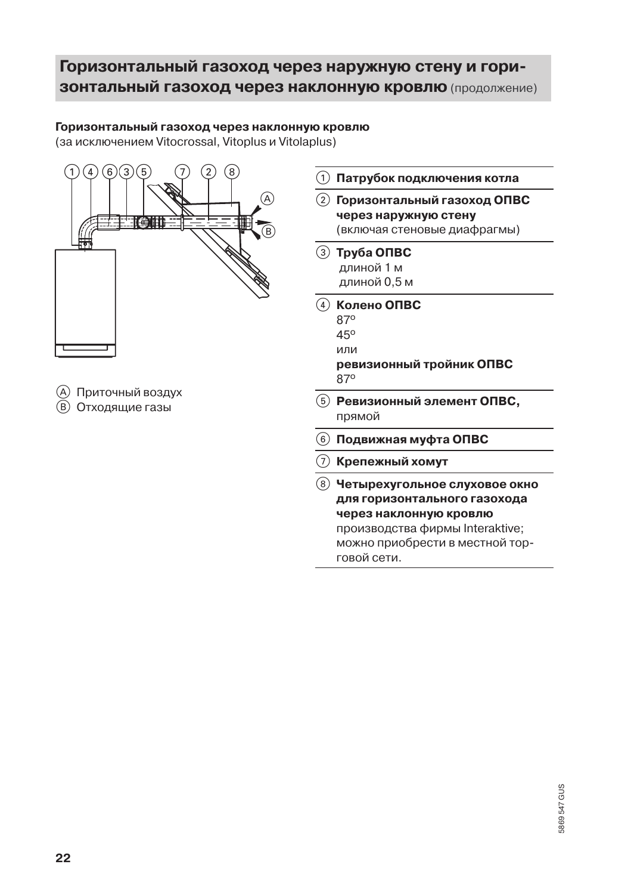## Горизонтальный газоход через наружную стену и горизонтальный газоход через наклонную кровлю (продолжение)

**Горизонтальный газоход через наклонную кровлю**
(за исключением Vitocrossal, Vitoplus и Vitolaplus)

Ⓐ Приточный воздух
Ⓑ Отходящие газы

| | |
|---|---|
| ① | **Патрубок подключения котла** |
| ② | **Горизонтальный газоход ОПВС через наружную стену** (включая стеновые диафрагмы) |
| ③ | **Труба ОПВС** длиной 1 м длиной 0,5 м |
| ④ | **Колено ОПВС** 87º 45º или **ревизионный тройник ОПВС** 87º |
| ⑤ | **Ревизионный элемент ОПВС,** прямой |
| ⑥ | **Подвижная муфта ОПВС** |
| ⑦ | **Крепежный хомут** |
| ⑧ | **Четырехугольное слуховое окно для горизонтального газохода через наклонную кровлю** производства фирмы Interaktive; можно приобрести в местной торговой сети. |

5869 547 GUS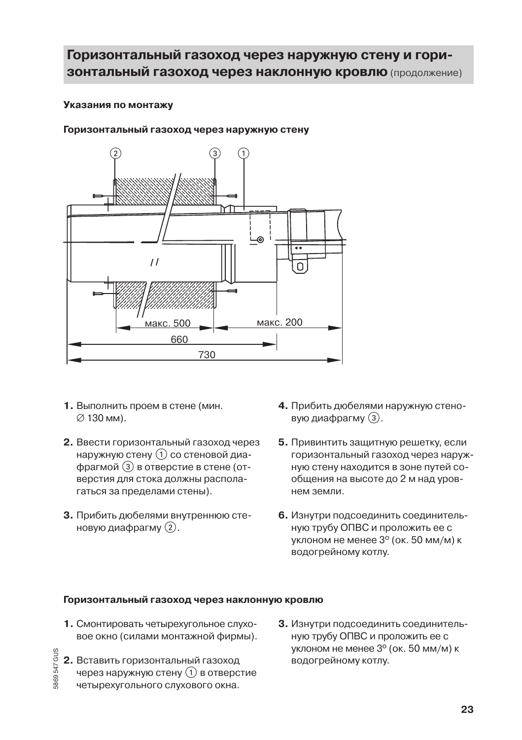## Горизонтальный газоход через наружную стену и горизонтальный газоход через наклонную кровлю (продолжение)

### Указания по монтажу

#### Горизонтальный газоход через наружную стену

1. Выполнить проем в стене (мин. ∅ 130 мм).
2. Ввести горизонтальный газоход через наружную стену ① со стеновой диафрагмой ③ в отверстие в стене (отверстия для стока должны располагаться за пределами стены).
3. Прибить дюбелями внутреннюю стеновую диафрагму ②.
4. Прибить дюбелями наружную стеновую диафрагму ③.
5. Привинтить защитную решетку, если горизонтальный газоход через наружную стену находится в зоне путей сообщения на высоте до 2 м над уровнем земли.
6. Изнутри подсоединить соединительную трубу ОПВС и проложить ее с уклоном не менее 3° (ок. 50 мм/м) к водогрейному котлу.

#### Горизонтальный газоход через наклонную кровлю

1. Смонтировать четырехугольное слуховое окно (силами монтажной фирмы).
2. Вставить горизонтальный газоход через наружную стену ① в отверстие четырехугольного слухового окна.
3. Изнутри подсоединить соединительную трубу ОПВС и проложить ее с уклоном не менее 3° (ок. 50 мм/м) к водогрейному котлу.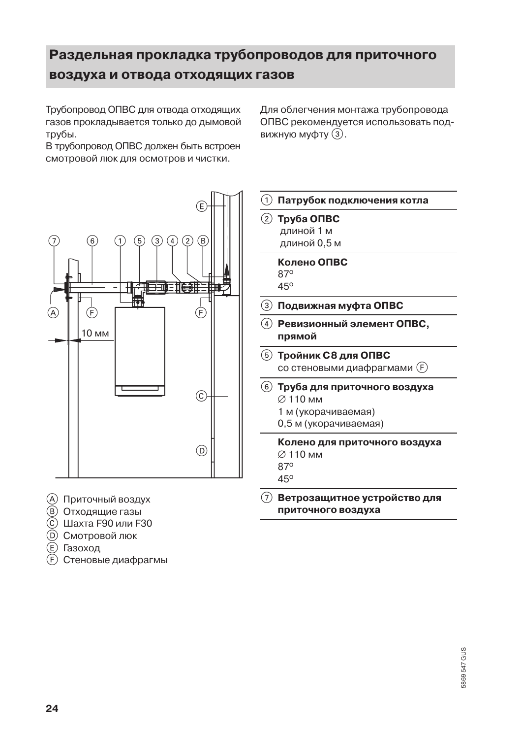## Раздельная прокладка трубопроводов для приточного воздуха и отвода отходящих газов

Трубопровод ОПВС для отвода отходящих газов прокладывается только до дымовой трубы.
В трубопровод ОПВС должен быть встроен смотровой люк для осмотров и чистки.

Для облегчения монтажа трубопровода ОПВС рекомендуется использовать подвижную муфту ③.

10 мм

Ⓐ Приточный воздух
Ⓑ Отходящие газы
Ⓒ Шахта F90 или F30
Ⓓ Смотровой люк
Ⓔ Газоход
Ⓕ Стеновые диафрагмы

① **Патрубок подключения котла**

② **Труба ОПВС**
длиной 1 м
длиной 0,5 м

**Колено ОПВС**
87°
45°

③ **Подвижная муфта ОПВС**

④ **Ревизионный элемент ОПВС, прямой**

⑤ **Тройник C8 для ОПВС**
со стеновыми диафрагмами Ⓕ

⑥ **Труба для приточного воздуха**
∅ 110 мм
1 м (укорачиваемая)
0,5 м (укорачиваемая)

**Колено для приточного воздуха**
∅ 110 мм
87°
45°

⑦ **Ветрозащитное устройство для приточного воздуха**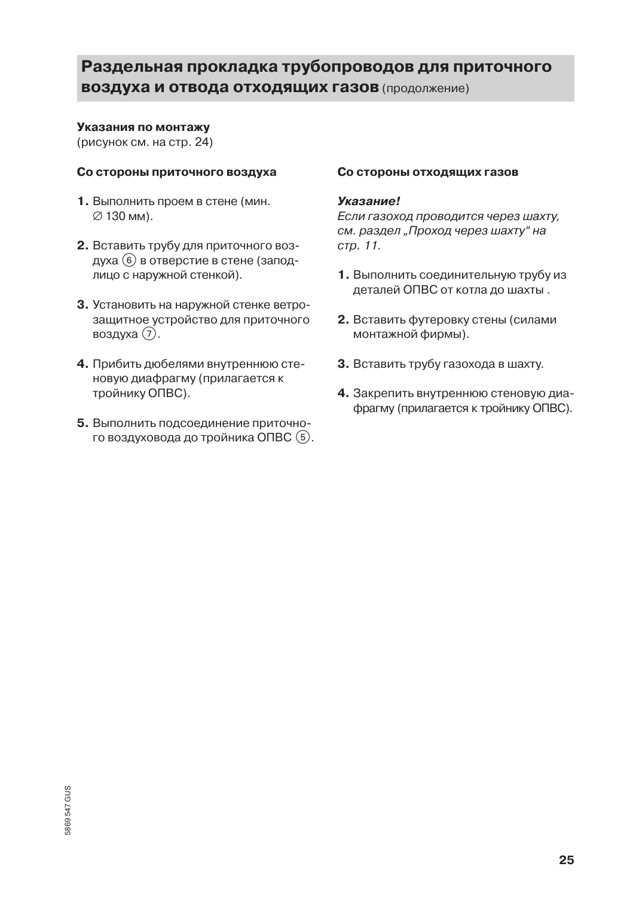## Раздельная прокладка трубопроводов для приточного воздуха и отвода отходящих газов (продолжение)

**Указания по монтажу**
(рисунок см. на стр. 24)

**Со стороны приточного воздуха**

1. Выполнить проем в стене (мин. ∅ 130 мм).

2. Вставить трубу для приточного воздуха ⑥ в отверстие в стене (заподлицо с наружной стенкой).

3. Установить на наружной стенке ветрозащитное устройство для приточного воздуха ⑦.

4. Прибить дюбелями внутреннюю стеновую диафрагму (прилагается к тройнику ОПВС).

5. Выполнить подсоединение приточного воздуховода до тройника ОПВС ⑤.

**Со стороны отходящих газов**

***Указание!***
*Если газоход проводится через шахту, см. раздел „Проход через шахту“ на стр. 11.*

1. Выполнить соединительную трубу из деталей ОПВС от котла до шахты .

2. Вставить футеровку стены (силами монтажной фирмы).

3. Вставить трубу газохода в шахту.

4. Закрепить внутреннюю стеновую диафрагму (прилагается к тройнику ОПВС).

5869 547 GUS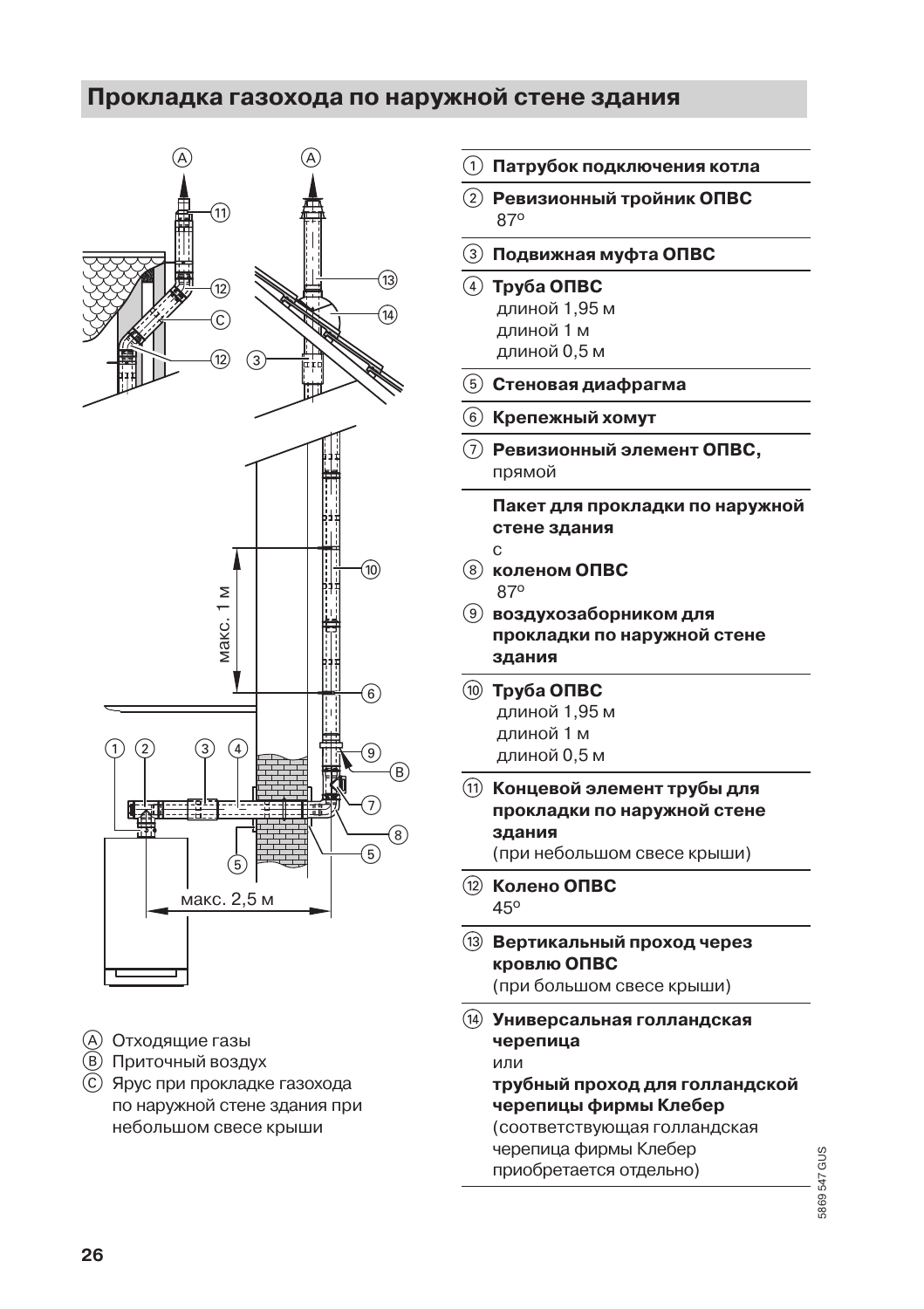## Прокладка газохода по наружной стене здания

Ⓐ Отходящие газы
Ⓑ Приточный воздух
Ⓒ Ярус при прокладке газохода по наружной стене здания при небольшом свесе крыши

① **Патрубок подключения котла**

② **Ревизионный тройник ОПВС**
87°

③ **Подвижная муфта ОПВС**

④ **Труба ОПВС**
длиной 1,95 м
длиной 1 м
длиной 0,5 м

⑤ **Стеновая диафрагма**

⑥ **Крепежный хомут**

⑦ **Ревизионный элемент ОПВС,** прямой

**Пакет для прокладки по наружной стене здания**
с

⑧ **коленом ОПВС**
87°

⑨ **воздухозаборником для прокладки по наружной стене здания**

⑩ **Труба ОПВС**
длиной 1,95 м
длиной 1 м
длиной 0,5 м

⑪ **Концевой элемент трубы для прокладки по наружной стене здания**
(при небольшом свесе крыши)

⑫ **Колено ОПВС**
45°

⑬ **Вертикальный проход через кровлю ОПВС**
(при большом свесе крыши)

⑭ **Универсальная голландская черепица**
или
**трубный проход для голландской черепицы фирмы Клебер**
(соответствующая голландская черепица фирмы Клебер приобретается отдельно)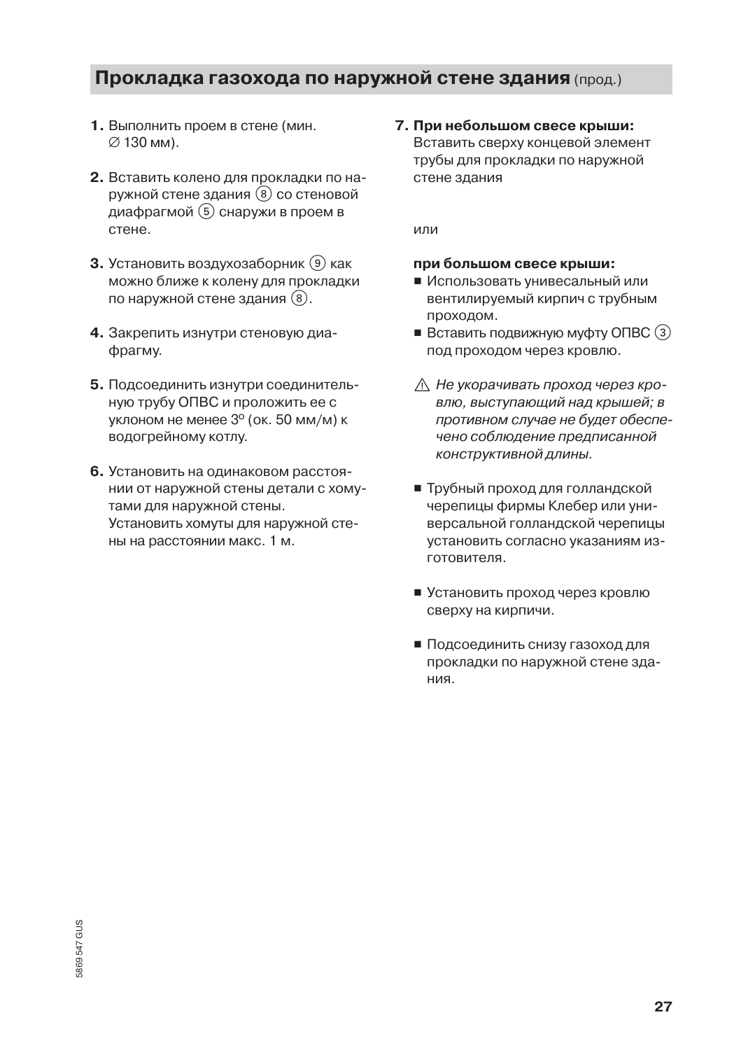## Прокладка газохода по наружной стене здания (прод.)

1. Выполнить проем в стене (мин. ∅ 130 мм).

2. Вставить колено для прокладки по наружной стене здания ⑧ со стеновой диафрагмой ⑤ снаружи в проем в стене.

3. Установить воздухозаборник ⑨ как можно ближе к колену для прокладки по наружной стене здания ⑧.

4. Закрепить изнутри стеновую диафрагму.

5. Подсоединить изнутри соединительную трубу ОПВС и проложить ее с уклоном не менее 3° (ок. 50 мм/м) к водогрейному котлу.

6. Установить на одинаковом расстоянии от наружной стены детали с хомутами для наружной стены.
   Установить хомуты для наружной стены на расстоянии макс. 1 м.

7. **При небольшом свесе крыши:**
   Вставить сверху концевой элемент трубы для прокладки по наружной стене здания

   или

   **при большом свесе крыши:**
   - Использовать унивесальный или вентилируемый кирпич с трубным проходом.
   - Вставить подвижную муфту ОПВС ③ под проходом через кровлю.

   ⚠ *Не укорачивать проход через кровлю, выступающий над крышей; в противном случае не будет обеспечено соблюдение предписанной конструктивной длины.*

   - Трубный проход для голландской черепицы фирмы Клебер или универсальной голландской черепицы установить согласно указаниям изготовителя.
   - Установить проход через кровлю сверху на кирпичи.
   - Подсоединить снизу газоход для прокладки по наружной стене здания.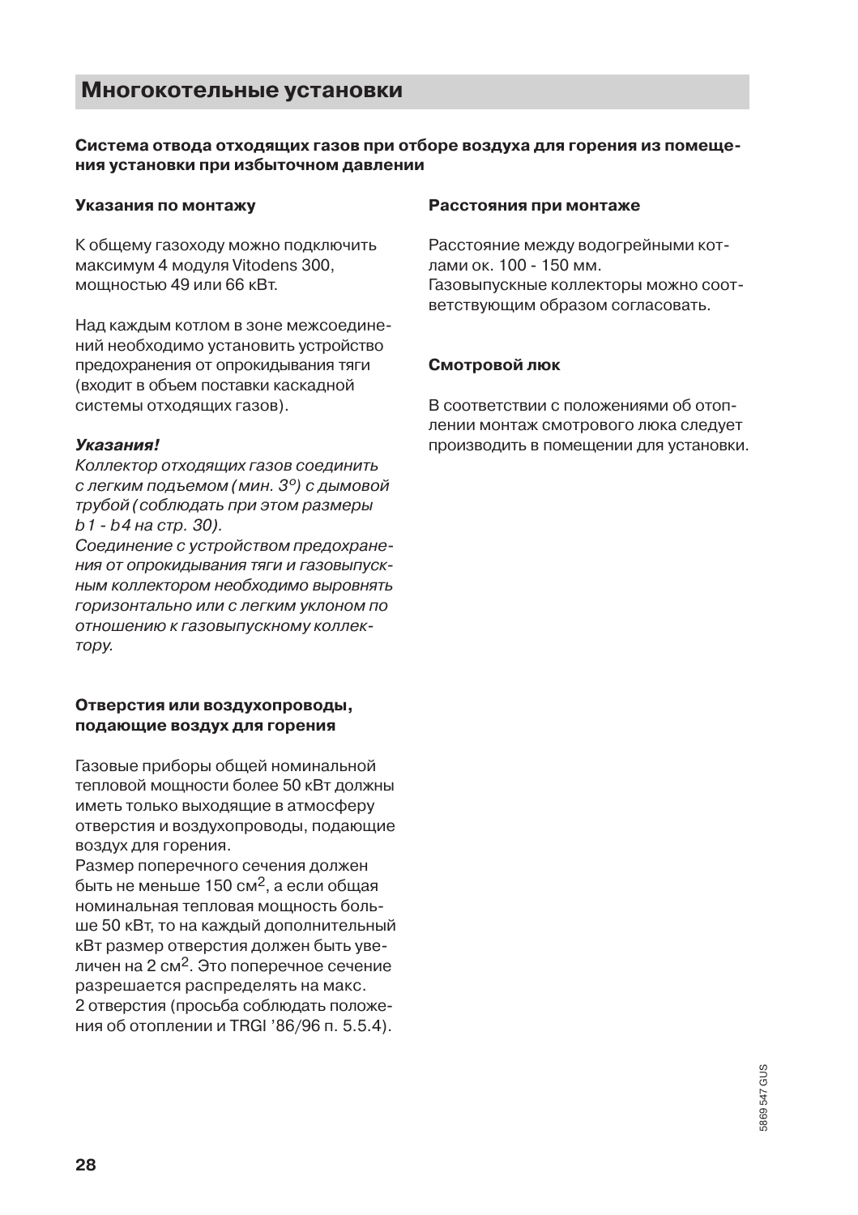# Многокотельные установки

**Система отвода отходящих газов при отборе воздуха для горения из помещения установки при избыточном давлении**

### Указания по монтажу

К общему газоходу можно подключить максимум 4 модуля Vitodens 300, мощностью 49 или 66 кВт.

Над каждым котлом в зоне межсоединений необходимо установить устройство предохранения от опрокидывания тяги (входит в объем поставки каскадной системы отходящих газов).

***Указания!***

*Коллектор отходящих газов соединить с легким подъемом (мин. 3°) с дымовой трубой (соблюдать при этом размеры b1 - b4 на стр. 30).*

*Соединение с устройством предохранения от опрокидывания тяги и газовыпускным коллектором необходимо выровнять горизонтально или с легким уклоном по отношению к газовыпускному коллектору.*

### Отверстия или воздухопроводы, подающие воздух для горения

Газовые приборы общей номинальной тепловой мощности более 50 кВт должны иметь только выходящие в атмосферу отверстия и воздухопроводы, подающие воздух для горения.

Размер поперечного сечения должен быть не меньше 150 см$^2$, а если общая номинальная тепловая мощность больше 50 кВт, то на каждый дополнительный кВт размер отверстия должен быть увеличен на 2 см$^2$. Это поперечное сечение разрешается распределять на макс. 2 отверстия (просьба соблюдать положения об отоплении и TRGI '86/96 п. 5.5.4).

### Расстояния при монтаже

Расстояние между водогрейными котлами ок. 100 - 150 мм.
Газовыпускные коллекторы можно соответствующим образом согласовать.

### Смотровой люк

В соответствии с положениями об отоплении монтаж смотрового люка следует производить в помещении для установки.

5869 547 GUS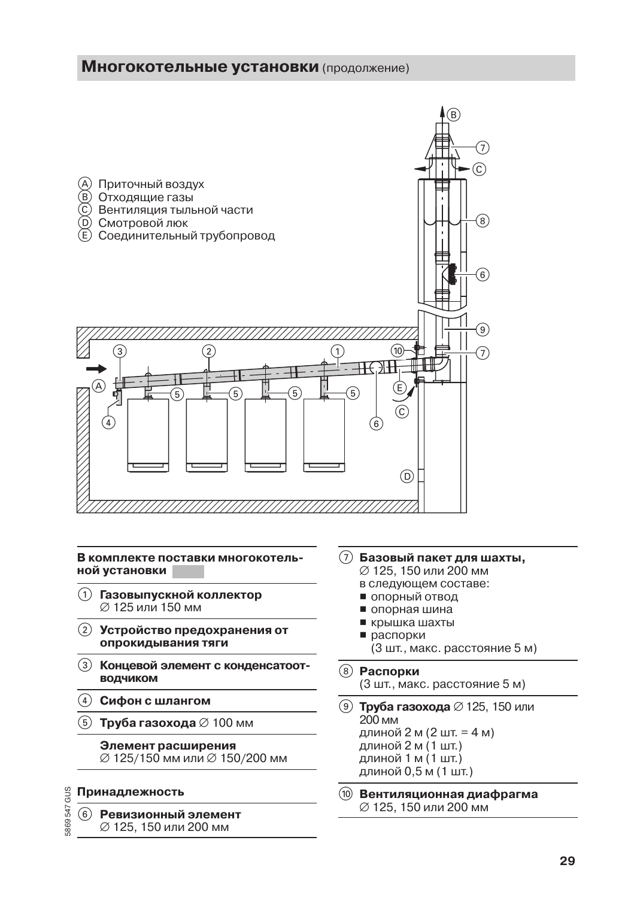## **Многокотельные установки** (продолжение)

Ⓐ Приточный воздух
Ⓑ Отходящие газы
Ⓒ Вентиляция тыльной части
Ⓓ Смотровой люк
Ⓔ Соединительный трубопровод

**В комплекте поставки многокотельной установки**

① **Газовыпускной коллектор**
∅ 125 или 150 мм

② **Устройство предохранения от опрокидывания тяги**

③ **Концевой элемент с конденсатоотводчиком**

④ **Сифон с шлангом**

⑤ **Труба газохода** ∅ 100 мм

**Элемент расширения**
∅ 125/150 мм или ∅ 150/200 мм

**Принадлежность**

⑥ **Ревизионный элемент**
∅ 125, 150 или 200 мм

⑦ **Базовый пакет для шахты,**
∅ 125, 150 или 200 мм
в следующем составе:
- опорный отвод
- опорная шина
- крышка шахты
- распорки
(3 шт., макс. расстояние 5 м)

⑧ **Распорки**
(3 шт., макс. расстояние 5 м)

⑨ **Труба газохода** ∅ 125, 150 или 200 мм
длиной 2 м (2 шт. = 4 м)
длиной 2 м (1 шт.)
длиной 1 м (1 шт.)
длиной 0,5 м (1 шт.)

⑩ **Вентиляционная диафрагма**
∅ 125, 150 или 200 мм

5869 547 GUS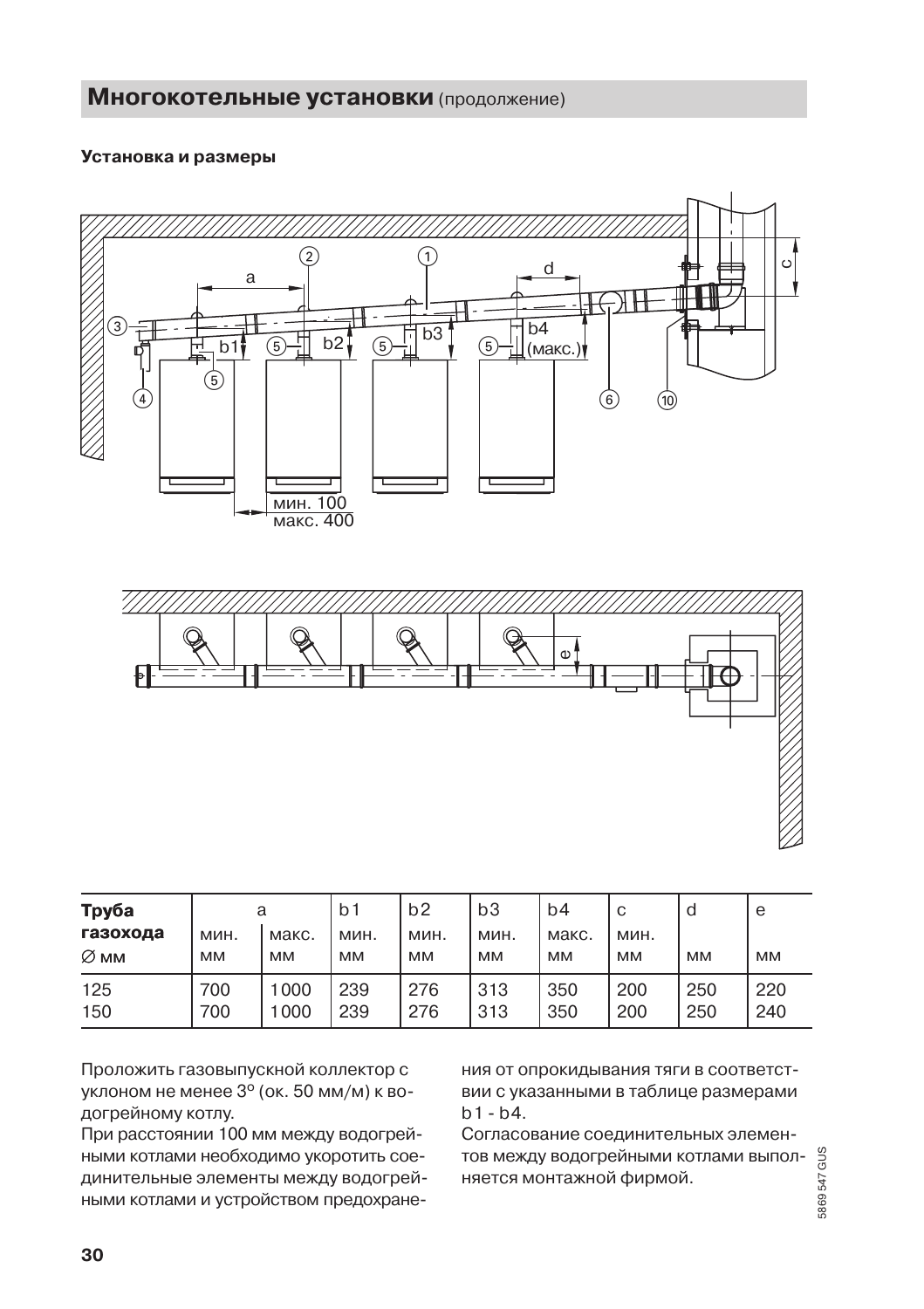## Многокотельные установки (продолжение)

**Установка и размеры**

| Труба газохода | a | | b1 | b2 | b3 | b4 | c | d | e |
|---|---|---|---|---|---|---|---|---|---|
| ∅ мм | мин. мм | макс. мм | мин. мм | мин. мм | мин. мм | макс. мм | мин. мм | мм | мм |
| 125 | 700 | 1000 | 239 | 276 | 313 | 350 | 200 | 250 | 220 |
| 150 | 700 | 1000 | 239 | 276 | 313 | 350 | 200 | 250 | 240 |

Проложить газовыпускной коллектор с уклоном не менее 3° (ок. 50 мм/м) к водогрейному котлу.

При расстоянии 100 мм между водогрейными котлами необходимо укоротить соединительные элементы между водогрейными котлами и устройством предохранения от опрокидывания тяги в соответствии с указанными в таблице размерами b1 - b4.

Согласование соединительных элементов между водогрейными котлами выполняется монтажной фирмой.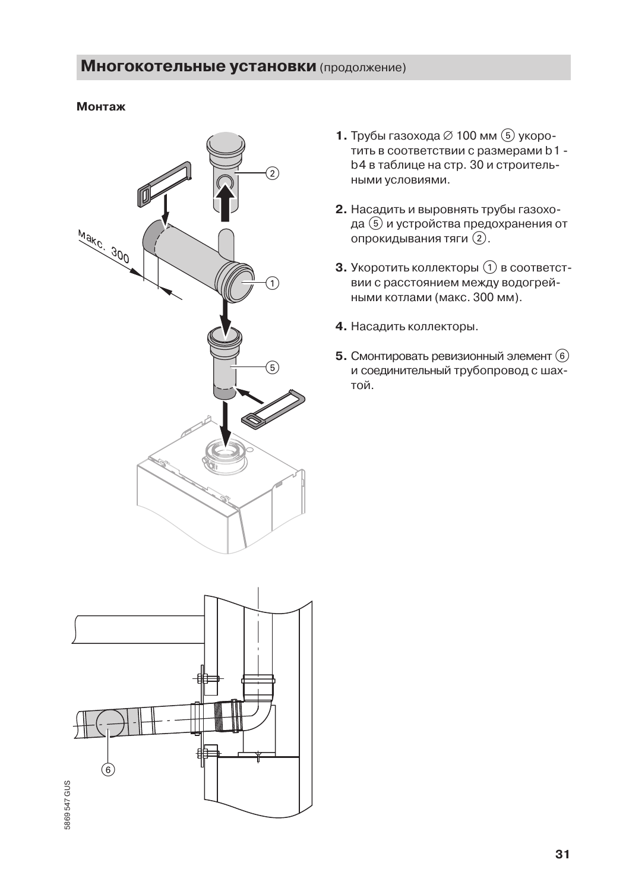## Многокотельные установки (продолжение)

### Монтаж

1. Трубы газохода ∅ 100 мм (5) укоротить в соответствии с размерами b1 - b4 в таблице на стр. 30 и строительными условиями.
2. Насадить и выровнять трубы газохода (5) и устройства предохранения от опрокидывания тяги (2).
3. Укоротить коллекторы (1) в соответствии с расстоянием между водогрейными котлами (макс. 300 мм).
4. Насадить коллекторы.
5. Смонтировать ревизионный элемент (6) и соединительный трубопровод с шахтой.

5869 547 GUS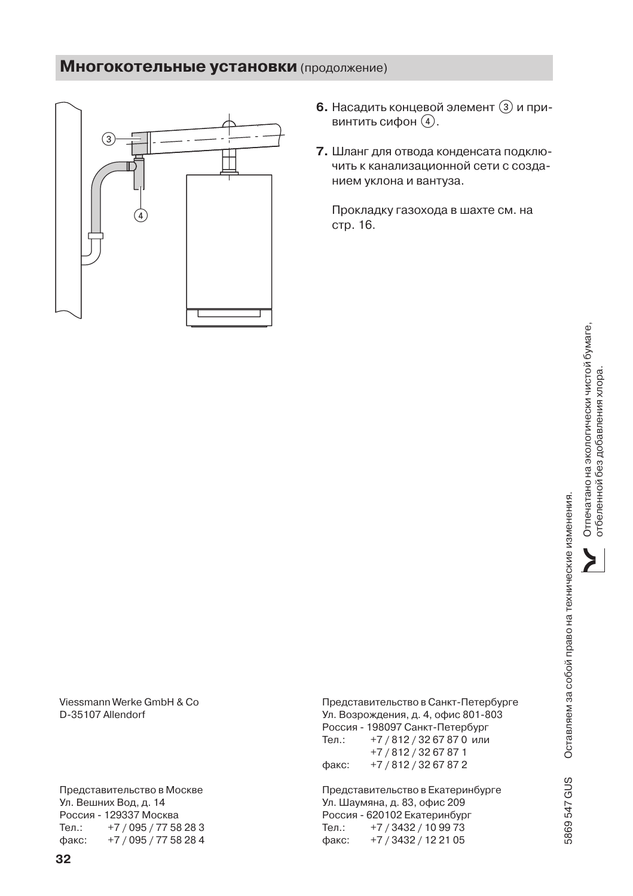## Многокотельные установки (продолжение)

3

4

**6.** Насадить концевой элемент (3) и привинтить сифон (4).

**7.** Шланг для отвода конденсата подключить к канализационной сети с созданием уклона и вантуза.

Прокладку газохода в шахте см. на стр. 16.

Viessmann Werke GmbH & Co
D-35107 Allendorf

Представительство в Москве
Ул. Вешних Вод, д. 14
Россия - 129337 Москва
Тел.: +7 / 095 / 77 58 28 3
факс: +7 / 095 / 77 58 28 4

Представительство в Санкт-Петербурге
Ул. Возрождения, д. 4, офис 801-803
Россия - 198097 Санкт-Петербург
Тел.: +7 / 812 / 32 67 87 0 или
+7 / 812 / 32 67 87 1
факс: +7 / 812 / 32 67 87 2

Представительство в Екатеринбурге
Ул. Шаумяна, д. 83, офис 209
Россия - 620102 Екатеринбург
Тел.: +7 / 3432 / 10 99 73
факс: +7 / 3432 / 12 21 05

5869 547 GUS Оставляем за собой право на технические изменения.

Отпечатано на экологически чистой бумаге, отбеленной без добавления хлора.